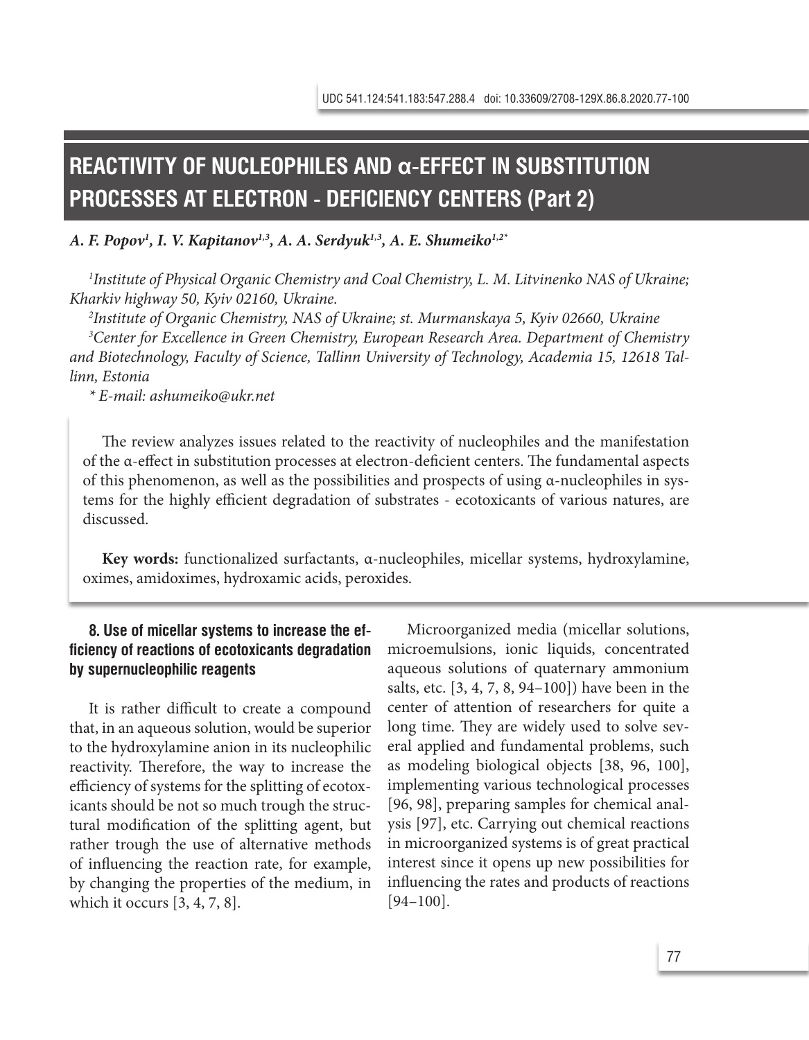UDC 541.124:541.183:547.288.4 doi: 10.33609/2708-129X.86.8.2020.77-100

# REACTIVITY OF NUCLEOPHILES AND α-EFFECT IN SUBSTITUTION PROCESSES AT ELECTRON - DEFICIENCY CENTERS (Part 2)

***A. F. Popov[1], I. V. Kapitanov[1,3], A. A. Serdyuk[1,3], A. E. Shumeiko[1,2*]***

*[1]Institute of Physical Organic Chemistry and Coal Chemistry, L. M. Litvinenko NAS of Ukraine; Kharkiv highway 50, Kyiv 02160, Ukraine.*

*[2]Institute of Organic Chemistry, NAS of Ukraine; st. Murmanskaya 5, Kyiv 02660, Ukraine*

*[3]Center for Excellence in Green Chemistry, European Research Area. Department of Chemistry and Biotechnology, Faculty of Science, Tallinn University of Technology, Academia 15, 12618 Tallinn, Estonia*

*\* E-mail: ashumeiko@ukr.net*

The review analyzes issues related to the reactivity of nucleophiles and the manifestation of the α-effect in substitution processes at electron-deficient centers. The fundamental aspects of this phenomenon, as well as the possibilities and prospects of using α-nucleophiles in systems for the highly efficient degradation of substrates - ecotoxicants of various natures, are discussed.

**Key words:** functionalized surfactants, α-nucleophiles, micellar systems, hydroxylamine, oximes, amidoximes, hydroxamic acids, peroxides.

## 8. Use of micellar systems to increase the efficiency of reactions of ecotoxicants degradation by supernucleophilic reagents

It is rather difficult to create a compound that, in an aqueous solution, would be superior to the hydroxylamine anion in its nucleophilic reactivity. Therefore, the way to increase the efficiency of systems for the splitting of ecotoxicants should be not so much trough the structural modification of the splitting agent, but rather trough the use of alternative methods of influencing the reaction rate, for example, by changing the properties of the medium, in which it occurs [3, 4, 7, 8].

Microorganized media (micellar solutions, microemulsions, ionic liquids, concentrated aqueous solutions of quaternary ammonium salts, etc. [3, 4, 7, 8, 94–100]) have been in the center of attention of researchers for quite a long time. They are widely used to solve several applied and fundamental problems, such as modeling biological objects [38, 96, 100], implementing various technological processes [96, 98], preparing samples for chemical analysis [97], etc. Carrying out chemical reactions in microorganized systems is of great practical interest since it opens up new possibilities for influencing the rates and products of reactions [94–100].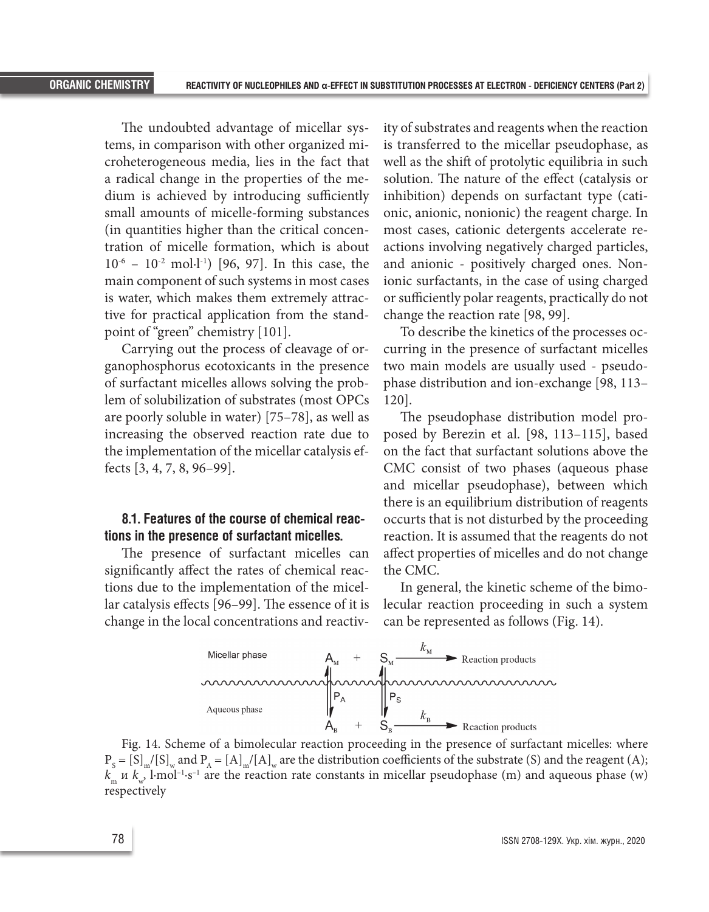The undoubted advantage of micellar systems, in comparison with other organized microheterogeneous media, lies in the fact that a radical change in the properties of the medium is achieved by introducing sufficiently small amounts of micelle-forming substances (in quantities higher than the critical concentration of micelle formation, which is about $10^{-6}$ – $10^{-2}$ mol·l$^{-1}$) [96, 97]. In this case, the main component of such systems in most cases is water, which makes them extremely attractive for practical application from the standpoint of "green" chemistry [101].

Carrying out the process of cleavage of organophosphorus ecotoxicants in the presence of surfactant micelles allows solving the problem of solubilization of substrates (most OPCs are poorly soluble in water) [75–78], as well as increasing the observed reaction rate due to the implementation of the micellar catalysis effects [3, 4, 7, 8, 96–99].

### 8.1. Features of the course of chemical reactions in the presence of surfactant micelles.

The presence of surfactant micelles can significantly affect the rates of chemical reactions due to the implementation of the micellar catalysis effects [96–99]. The essence of it is change in the local concentrations and reactivity of substrates and reagents when the reaction is transferred to the micellar pseudophase, as well as the shift of protolytic equilibria in such solution. The nature of the effect (catalysis or inhibition) depends on surfactant type (cationic, anionic, nonionic) the reagent charge. In most cases, cationic detergents accelerate reactions involving negatively charged particles, and anionic - positively charged ones. Nonionic surfactants, in the case of using charged or sufficiently polar reagents, practically do not change the reaction rate [98, 99].

To describe the kinetics of the processes occurring in the presence of surfactant micelles two main models are usually used - pseudophase distribution and ion-exchange [98, 113–120].

The pseudophase distribution model proposed by Berezin et al. [98, 113–115], based on the fact that surfactant solutions above the CMC consist of two phases (aqueous phase and micellar pseudophase), between which there is an equilibrium distribution of reagents occurts that is not disturbed by the proceeding reaction. It is assumed that the reagents do not affect properties of micelles and do not change the CMC.

In general, the kinetic scheme of the bimolecular reaction proceeding in such a system can be represented as follows (Fig. 14).

$$
\begin{array}{lccccl}
\text{Micellar phase} & A_M & + & S_M & \xrightarrow{k_M} & \text{Reaction products} \\
 & \updownarrow P_A & & \updownarrow P_S & & \\
\text{Aqueous phase} & A_B & + & S_B & \xrightarrow{k_B} & \text{Reaction products}
\end{array}
$$

Fig. 14. Scheme of a bimolecular reaction proceeding in the presence of surfactant micelles: where $P_S = [S]_m/[S]_w$ and $P_A = [A]_m/[A]_w$ are the distribution coefficients of the substrate (S) and the reagent (A); $k_m$ и $k_w$, l·mol$^{-1}$·s$^{-1}$ are the reaction rate constants in micellar pseudophase (m) and aqueous phase (w) respectively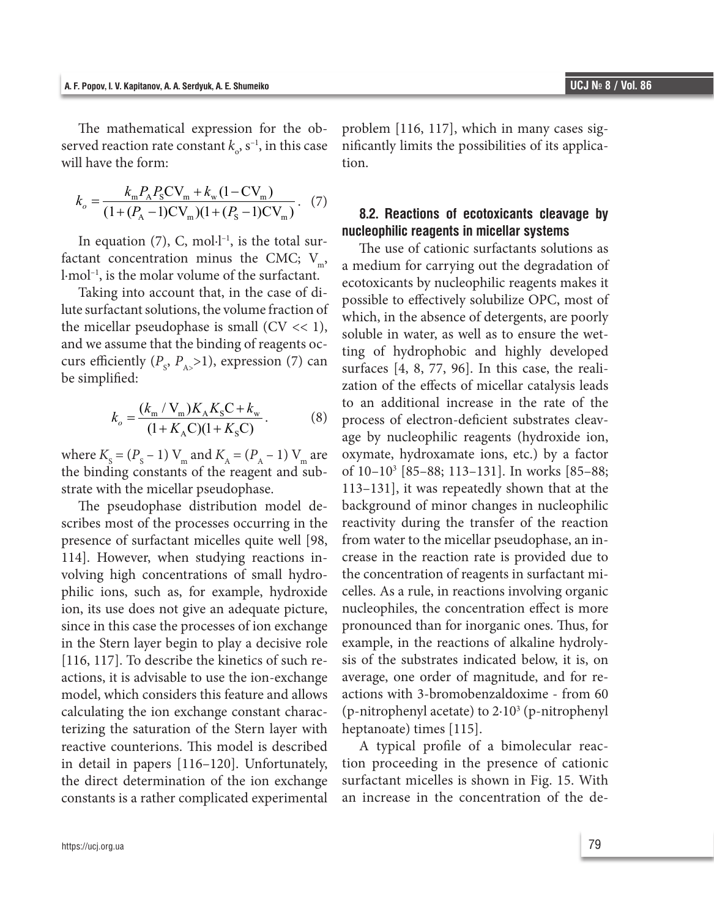The mathematical expression for the observed reaction rate constant $k_o$, $s^{-1}$, in this case will have the form:

$$k_o = \frac{k_m P_A P_S CV_m + k_w(1 - CV_m)}{(1 + (P_A - 1)CV_m)(1 + (P_S - 1)CV_m)}. \quad (7)$$

In equation (7), C, mol·l$^{-1}$, is the total surfactant concentration minus the CMC; $V_m$, l·mol$^{-1}$, is the molar volume of the surfactant.

Taking into account that, in the case of dilute surfactant solutions, the volume fraction of the micellar pseudophase is small (CV << 1), and we assume that the binding of reagents occurs efficiently ($P_S$, $P_{A>}$>1), expression (7) can be simplified:

$$k_o = \frac{(k_m / V_m) K_A K_S C + k_w}{(1 + K_A C)(1 + K_S C)}. \quad (8)$$

where $K_S = (P_S - 1)\,V_m$ and $K_A = (P_A - 1)\,V_m$ are the binding constants of the reagent and substrate with the micellar pseudophase.

The pseudophase distribution model describes most of the processes occurring in the presence of surfactant micelles quite well [98, 114]. However, when studying reactions involving high concentrations of small hydrophilic ions, such as, for example, hydroxide ion, its use does not give an adequate picture, since in this case the processes of ion exchange in the Stern layer begin to play a decisive role [116, 117]. To describe the kinetics of such reactions, it is advisable to use the ion-exchange model, which considers this feature and allows calculating the ion exchange constant characterizing the saturation of the Stern layer with reactive counterions. This model is described in detail in papers [116–120]. Unfortunately, the direct determination of the ion exchange constants is a rather complicated experimental problem [116, 117], which in many cases significantly limits the possibilities of its application.

### 8.2. Reactions of ecotoxicants cleavage by nucleophilic reagents in micellar systems

The use of cationic surfactants solutions as a medium for carrying out the degradation of ecotoxicants by nucleophilic reagents makes it possible to effectively solubilize OPC, most of which, in the absence of detergents, are poorly soluble in water, as well as to ensure the wetting of hydrophobic and highly developed surfaces [4, 8, 77, 96]. In this case, the realization of the effects of micellar catalysis leads to an additional increase in the rate of the process of electron-deficient substrates cleavage by nucleophilic reagents (hydroxide ion, oxymate, hydroxamate ions, etc.) by a factor of 10–10$^3$ [85–88; 113–131]. In works [85–88; 113–131], it was repeatedly shown that at the background of minor changes in nucleophilic reactivity during the transfer of the reaction from water to the micellar pseudophase, an increase in the reaction rate is provided due to the concentration of reagents in surfactant micelles. As a rule, in reactions involving organic nucleophiles, the concentration effect is more pronounced than for inorganic ones. Thus, for example, in the reactions of alkaline hydrolysis of the substrates indicated below, it is, on average, one order of magnitude, and for reactions with 3-bromobenzaldoxime - from 60 (p-nitrophenyl acetate) to 2·10$^3$ (p-nitrophenyl heptanoate) times [115].

A typical profile of a bimolecular reaction proceeding in the presence of cationic surfactant micelles is shown in Fig. 15. With an increase in the concentration of the de-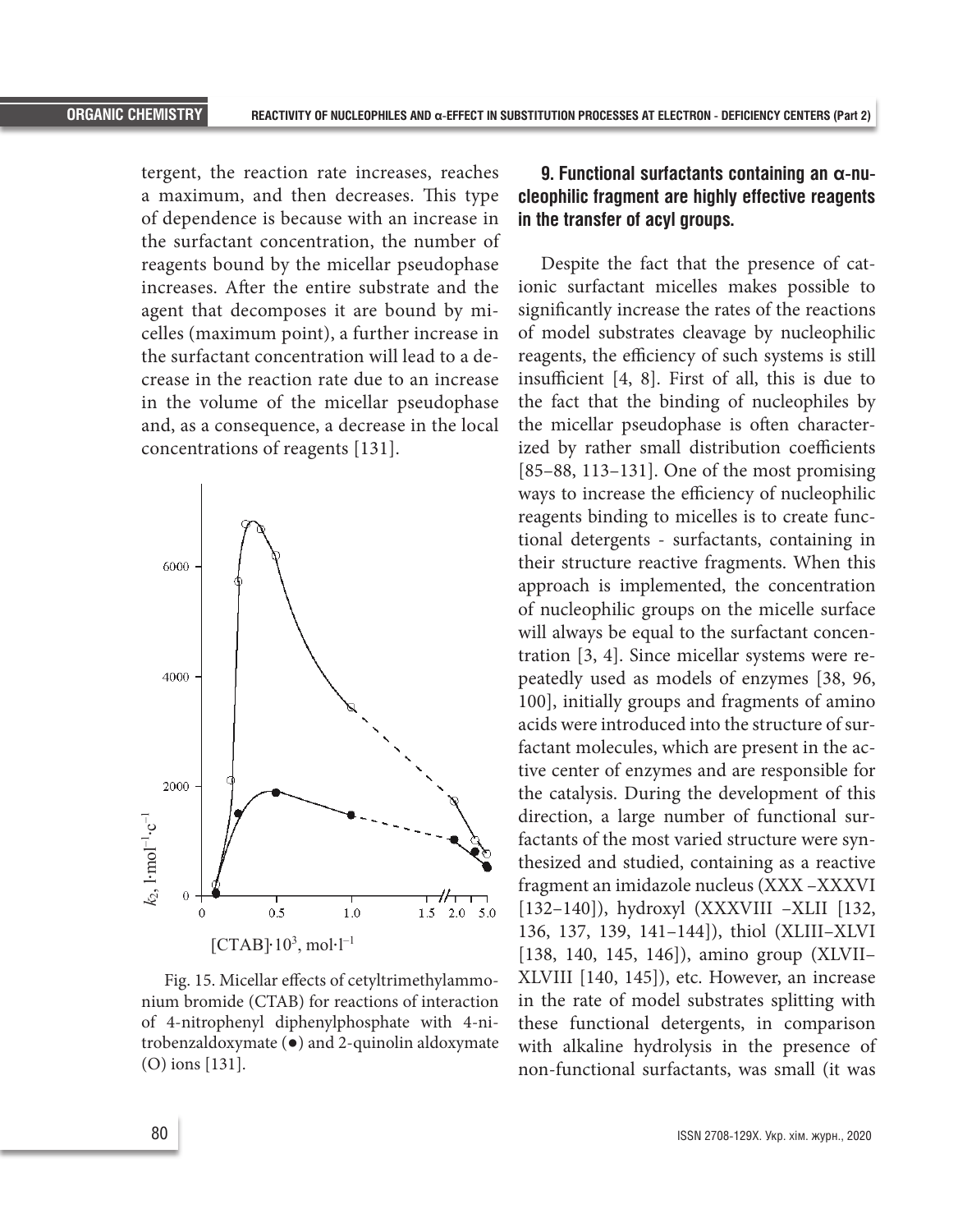tergent, the reaction rate increases, reaches a maximum, and then decreases. This type of dependence is because with an increase in the surfactant concentration, the number of reagents bound by the micellar pseudophase increases. After the entire substrate and the agent that decomposes it are bound by micelles (maximum point), a further increase in the surfactant concentration will lead to a decrease in the reaction rate due to an increase in the volume of the micellar pseudophase and, as a consequence, a decrease in the local concentrations of reagents [131].

Fig. 15. Micellar effects of cetyltrimethylammonium bromide (CTAB) for reactions of interaction of 4-nitrophenyl diphenylphosphate with 4-nitrobenzaldoxymate (●) and 2-quinolin aldoxymate (O) ions [131].

### 9. Functional surfactants containing an α-nucleophilic fragment are highly effective reagents in the transfer of acyl groups.

Despite the fact that the presence of cationic surfactant micelles makes possible to significantly increase the rates of the reactions of model substrates cleavage by nucleophilic reagents, the efficiency of such systems is still insufficient [4, 8]. First of all, this is due to the fact that the binding of nucleophiles by the micellar pseudophase is often characterized by rather small distribution coefficients [85–88, 113–131]. One of the most promising ways to increase the efficiency of nucleophilic reagents binding to micelles is to create functional detergents - surfactants, containing in their structure reactive fragments. When this approach is implemented, the concentration of nucleophilic groups on the micelle surface will always be equal to the surfactant concentration [3, 4]. Since micellar systems were repeatedly used as models of enzymes [38, 96, 100], initially groups and fragments of amino acids were introduced into the structure of surfactant molecules, which are present in the active center of enzymes and are responsible for the catalysis. During the development of this direction, a large number of functional surfactants of the most varied structure were synthesized and studied, containing as a reactive fragment an imidazole nucleus (XXX –XXXVI [132–140]), hydroxyl (XXXVIII –XLII [132, 136, 137, 139, 141–144]), thiol (XLIII–XLVI [138, 140, 145, 146]), amino group (XLVII–XLVIII [140, 145]), etc. However, an increase in the rate of model substrates splitting with these functional detergents, in comparison with alkaline hydrolysis in the presence of non-functional surfactants, was small (it was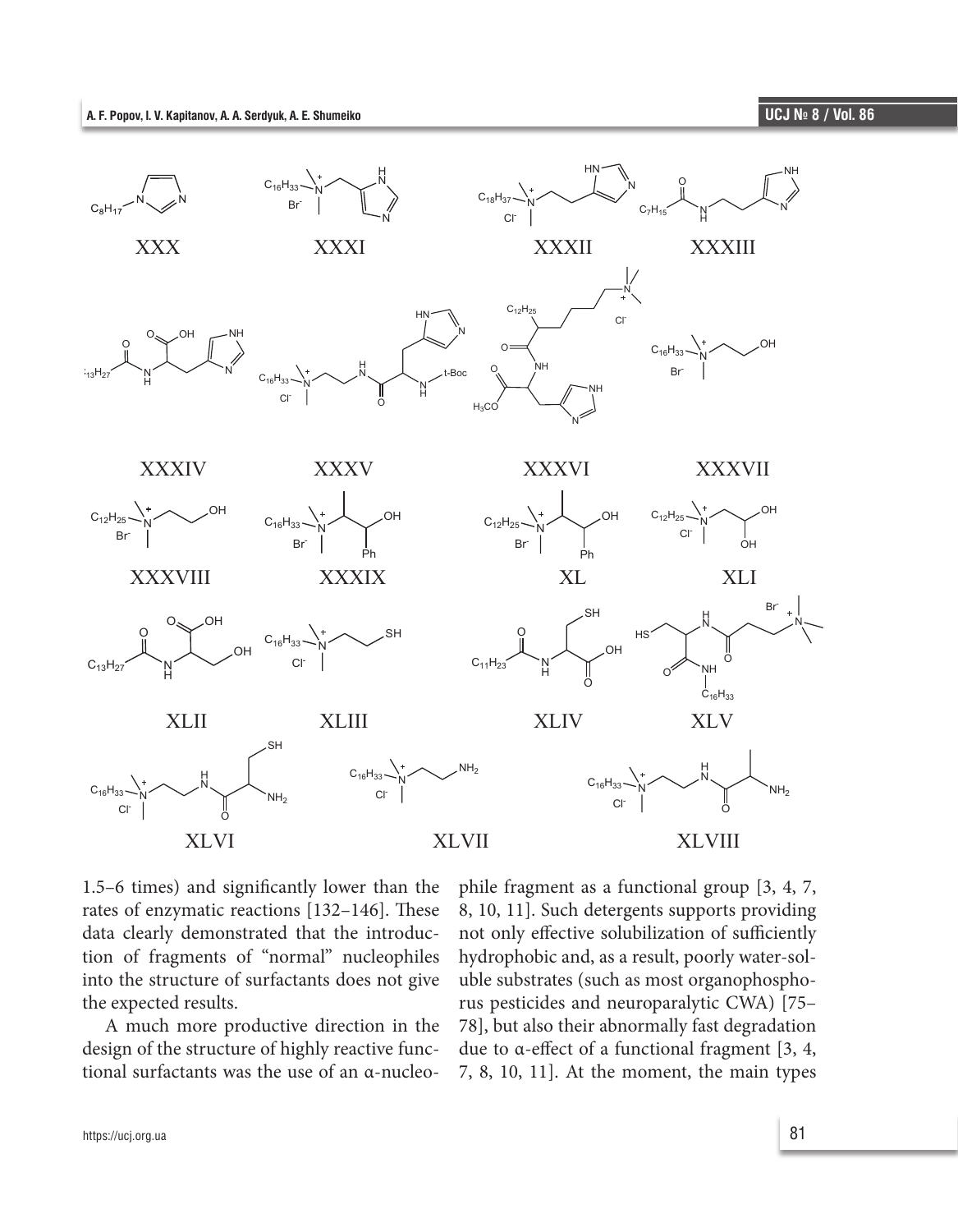1.5–6 times) and significantly lower than the rates of enzymatic reactions [132–146]. These data clearly demonstrated that the introduction of fragments of "normal" nucleophiles into the structure of surfactants does not give the expected results.

A much more productive direction in the design of the structure of highly reactive functional surfactants was the use of an α-nucleophile fragment as a functional group [3, 4, 7, 8, 10, 11]. Such detergents supports providing not only effective solubilization of sufficiently hydrophobic and, as a result, poorly water-soluble substrates (such as most organophosphorus pesticides and neuroparalytic CWA) [75–78], but also their abnormally fast degradation due to α-effect of a functional fragment [3, 4, 7, 8, 10, 11]. At the moment, the main types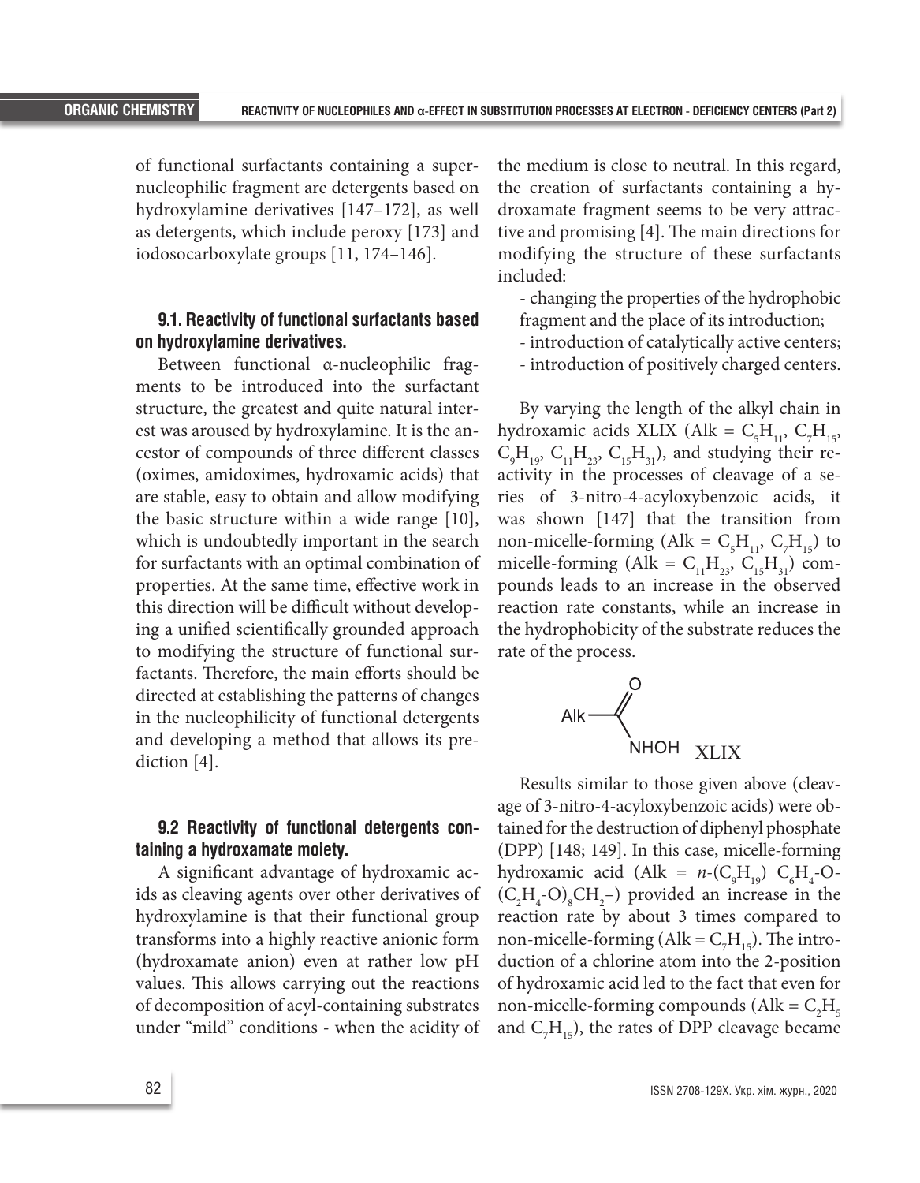of functional surfactants containing a supernucleophilic fragment are detergents based on hydroxylamine derivatives [147–172], as well as detergents, which include peroxy [173] and iodosocarboxylate groups [11, 174–146].

### 9.1. Reactivity of functional surfactants based on hydroxylamine derivatives.

Between functional α-nucleophilic fragments to be introduced into the surfactant structure, the greatest and quite natural interest was aroused by hydroxylamine. It is the ancestor of compounds of three different classes (oximes, amidoximes, hydroxamic acids) that are stable, easy to obtain and allow modifying the basic structure within a wide range [10], which is undoubtedly important in the search for surfactants with an optimal combination of properties. At the same time, effective work in this direction will be difficult without developing a unified scientifically grounded approach to modifying the structure of functional surfactants. Therefore, the main efforts should be directed at establishing the patterns of changes in the nucleophilicity of functional detergents and developing a method that allows its prediction [4].

### 9.2 Reactivity of functional detergents containing a hydroxamate moiety.

A significant advantage of hydroxamic acids as cleaving agents over other derivatives of hydroxylamine is that their functional group transforms into a highly reactive anionic form (hydroxamate anion) even at rather low pH values. This allows carrying out the reactions of decomposition of acyl-containing substrates under "mild" conditions - when the acidity of the medium is close to neutral. In this regard, the creation of surfactants containing a hydroxamate fragment seems to be very attractive and promising [4]. The main directions for modifying the structure of these surfactants included:

- changing the properties of the hydrophobic fragment and the place of its introduction;
- introduction of catalytically active centers;
- introduction of positively charged centers.

By varying the length of the alkyl chain in hydroxamic acids XLIX (Alk = $C_5H_{11}$, $C_7H_{15}$, $C_9H_{19}$, $C_{11}H_{23}$, $C_{15}H_{31}$), and studying their reactivity in the processes of cleavage of a series of 3-nitro-4-acyloxybenzoic acids, it was shown [147] that the transition from non-micelle-forming (Alk = $C_5H_{11}$, $C_7H_{15}$) to micelle-forming (Alk = $C_{11}H_{23}$, $C_{15}H_{31}$) compounds leads to an increase in the observed reaction rate constants, while an increase in the hydrophobicity of the substrate reduces the rate of the process.

Alk–C(=O)–NHOH XLIX

Results similar to those given above (cleavage of 3-nitro-4-acyloxybenzoic acids) were obtained for the destruction of diphenyl phosphate (DPP) [148; 149]. In this case, micelle-forming hydroxamic acid (Alk = *n*-($C_9H_{19}$) $C_6H_4$-O-($C_2H_4$-O)$_8$$CH_2$–) provided an increase in the reaction rate by about 3 times compared to non-micelle-forming (Alk = $C_7H_{15}$). The introduction of a chlorine atom into the 2-position of hydroxamic acid led to the fact that even for non-micelle-forming compounds (Alk = $C_2H_5$ and $C_7H_{15}$), the rates of DPP cleavage became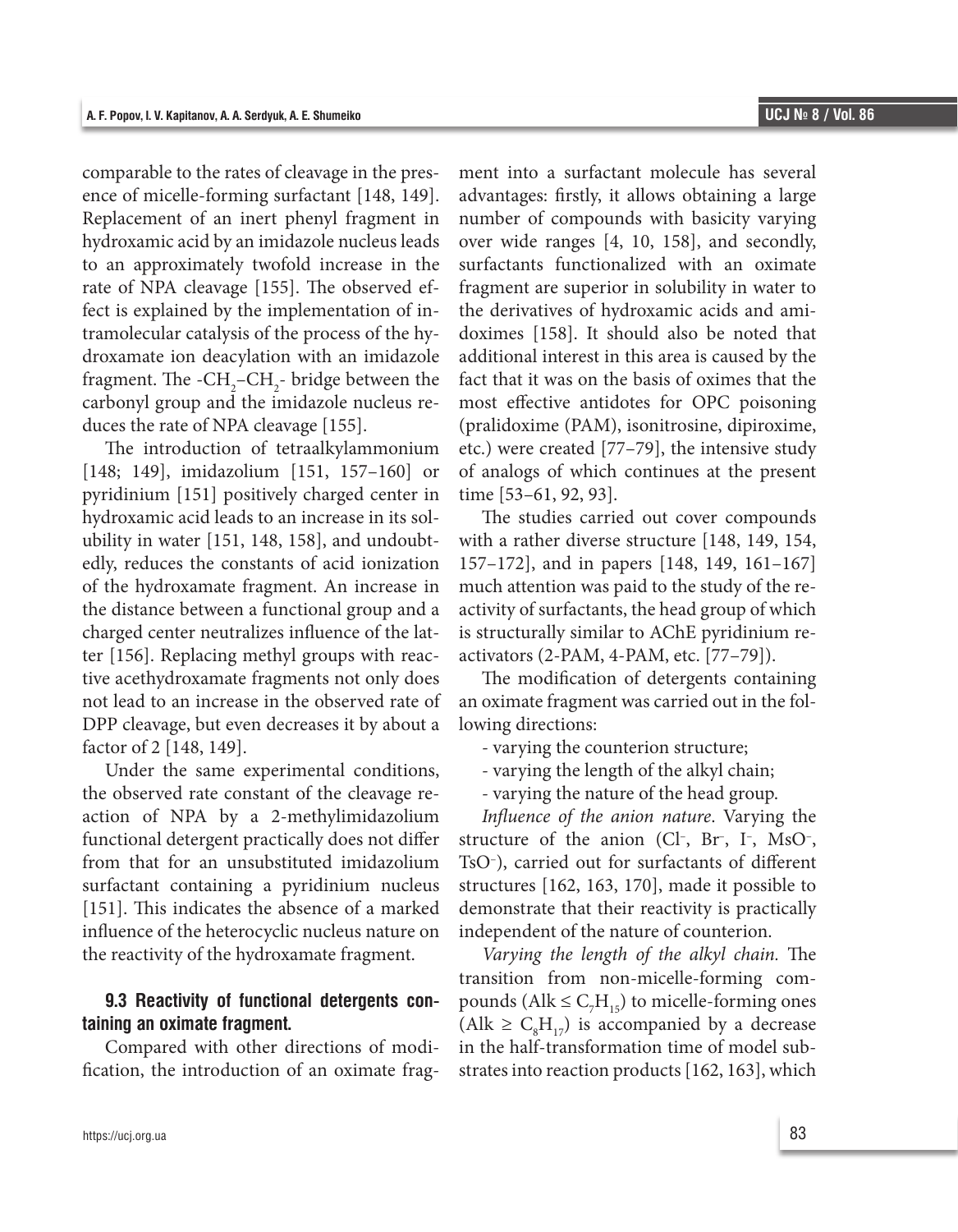comparable to the rates of cleavage in the presence of micelle-forming surfactant [148, 149]. Replacement of an inert phenyl fragment in hydroxamic acid by an imidazole nucleus leads to an approximately twofold increase in the rate of NPA cleavage [155]. The observed effect is explained by the implementation of intramolecular catalysis of the process of the hydroxamate ion deacylation with an imidazole fragment. The -$CH_2$–$CH_2$- bridge between the carbonyl group and the imidazole nucleus reduces the rate of NPA cleavage [155].

The introduction of tetraalkylammonium [148; 149], imidazolium [151, 157–160] or pyridinium [151] positively charged center in hydroxamic acid leads to an increase in its solubility in water [151, 148, 158], and undoubtedly, reduces the constants of acid ionization of the hydroxamate fragment. An increase in the distance between a functional group and a charged center neutralizes influence of the latter [156]. Replacing methyl groups with reactive acethydroxamate fragments not only does not lead to an increase in the observed rate of DPP cleavage, but even decreases it by about a factor of 2 [148, 149].

Under the same experimental conditions, the observed rate constant of the cleavage reaction of NPA by a 2-methylimidazolium functional detergent practically does not differ from that for an unsubstituted imidazolium surfactant containing a pyridinium nucleus [151]. This indicates the absence of a marked influence of the heterocyclic nucleus nature on the reactivity of the hydroxamate fragment.

### 9.3 Reactivity of functional detergents containing an oximate fragment.

Compared with other directions of modification, the introduction of an oximate fragment into a surfactant molecule has several advantages: firstly, it allows obtaining a large number of compounds with basicity varying over wide ranges [4, 10, 158], and secondly, surfactants functionalized with an oximate fragment are superior in solubility in water to the derivatives of hydroxamic acids and amidoximes [158]. It should also be noted that additional interest in this area is caused by the fact that it was on the basis of oximes that the most effective antidotes for OPC poisoning (pralidoxime (PAM), isonitrosine, dipiroxime, etc.) were created [77–79], the intensive study of analogs of which continues at the present time [53–61, 92, 93].

The studies carried out cover compounds with a rather diverse structure [148, 149, 154, 157–172], and in papers [148, 149, 161–167] much attention was paid to the study of the reactivity of surfactants, the head group of which is structurally similar to AChE pyridinium reactivators (2-PAM, 4-PAM, etc. [77–79]).

The modification of detergents containing an oximate fragment was carried out in the following directions:

- varying the counterion structure;
- varying the length of the alkyl chain;
- varying the nature of the head group.

*Influence of the anion nature*. Varying the structure of the anion ($Cl^-$, $Br^-$, $I^-$, $MsO^-$, $TsO^-$), carried out for surfactants of different structures [162, 163, 170], made it possible to demonstrate that their reactivity is practically independent of the nature of counterion.

*Varying the length of the alkyl chain.* The transition from non-micelle-forming compounds (Alk $\leq C_7H_{15}$) to micelle-forming ones (Alk $\geq C_8H_{17}$) is accompanied by a decrease in the half-transformation time of model substrates into reaction products [162, 163], which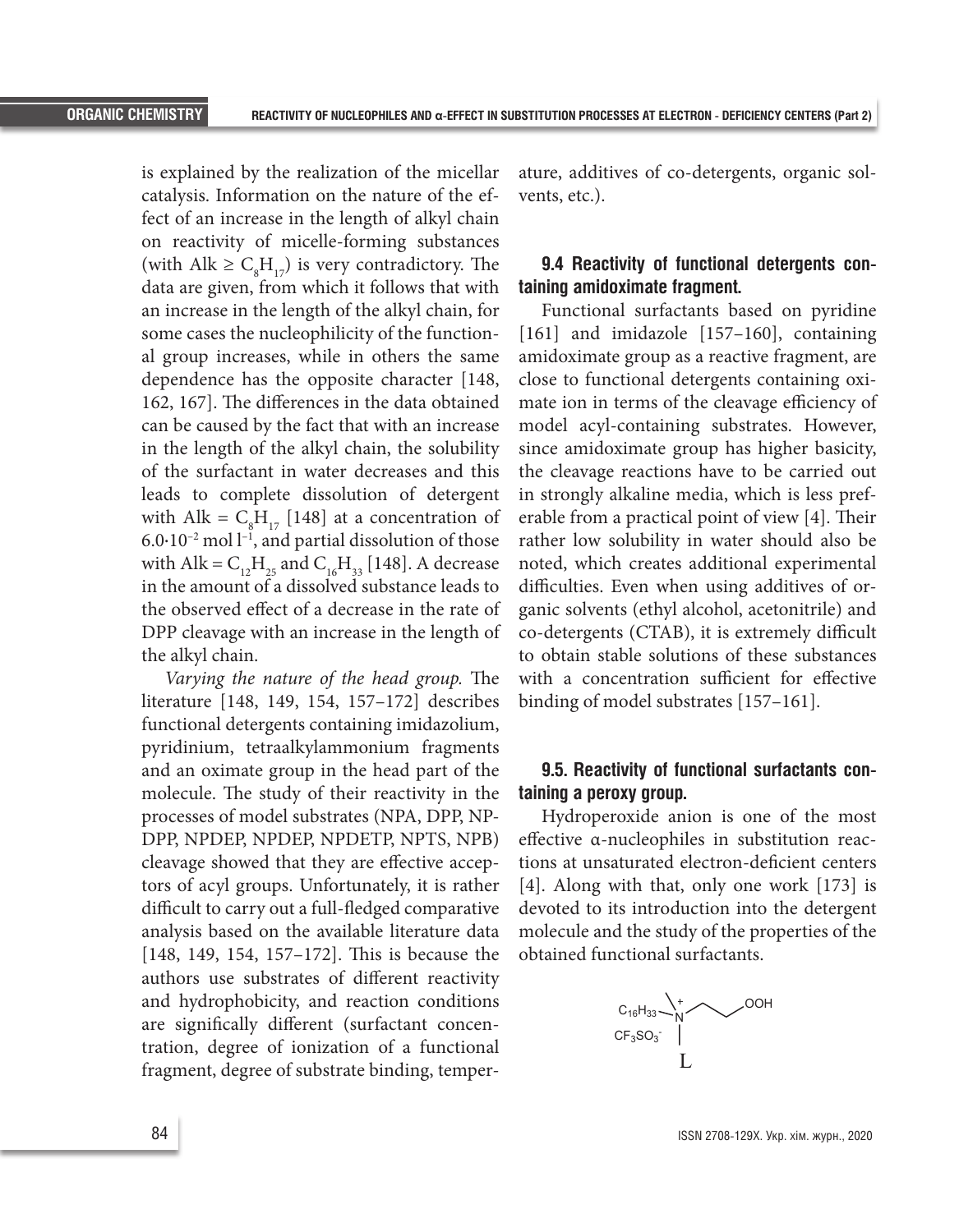is explained by the realization of the micellar catalysis. Information on the nature of the effect of an increase in the length of alkyl chain on reactivity of micelle-forming substances (with Alk ≥ $C_8H_{17}$) is very contradictory. The data are given, from which it follows that with an increase in the length of the alkyl chain, for some cases the nucleophilicity of the functional group increases, while in others the same dependence has the opposite character [148, 162, 167]. The differences in the data obtained can be caused by the fact that with an increase in the length of the alkyl chain, the solubility of the surfactant in water decreases and this leads to complete dissolution of detergent with Alk = $C_8H_{17}$ [148] at a concentration of $6.0 \cdot 10^{-2}$ mol $l^{-1}$, and partial dissolution of those with Alk = $C_{12}H_{25}$ and $C_{16}H_{33}$ [148]. A decrease in the amount of a dissolved substance leads to the observed effect of a decrease in the rate of DPP cleavage with an increase in the length of the alkyl chain.

*Varying the nature of the head group.* The literature [148, 149, 154, 157–172] describes functional detergents containing imidazolium, pyridinium, tetraalkylammonium fragments and an oximate group in the head part of the molecule. The study of their reactivity in the processes of model substrates (NPA, DPP, NP-DPP, NPDEP, NPDEP, NPDETP, NPTS, NPB) cleavage showed that they are effective acceptors of acyl groups. Unfortunately, it is rather difficult to carry out a full-fledged comparative analysis based on the available literature data [148, 149, 154, 157–172]. This is because the authors use substrates of different reactivity and hydrophobicity, and reaction conditions are significantly different (surfactant concentration, degree of ionization of a functional fragment, degree of substrate binding, temperature, additives of co-detergents, organic solvents, etc.).

### 9.4 Reactivity of functional detergents containing amidoximate fragment.

Functional surfactants based on pyridine [161] and imidazole [157–160], containing amidoximate group as a reactive fragment, are close to functional detergents containing oximate ion in terms of the cleavage efficiency of model acyl-containing substrates. However, since amidoximate group has higher basicity, the cleavage reactions have to be carried out in strongly alkaline media, which is less preferable from a practical point of view [4]. Their rather low solubility in water should also be noted, which creates additional experimental difficulties. Even when using additives of organic solvents (ethyl alcohol, acetonitrile) and co-detergents (CTAB), it is extremely difficult to obtain stable solutions of these substances with a concentration sufficient for effective binding of model substrates [157–161].

### 9.5. Reactivity of functional surfactants containing a peroxy group.

Hydroperoxide anion is one of the most effective α-nucleophiles in substitution reactions at unsaturated electron-deficient centers [4]. Along with that, only one work [173] is devoted to its introduction into the detergent molecule and the study of the properties of the obtained functional surfactants.

$C_{16}H_{33}$–$N^+$(CH₃)₂–CH₂CH₂–OOH $CF_3SO_3^-$

L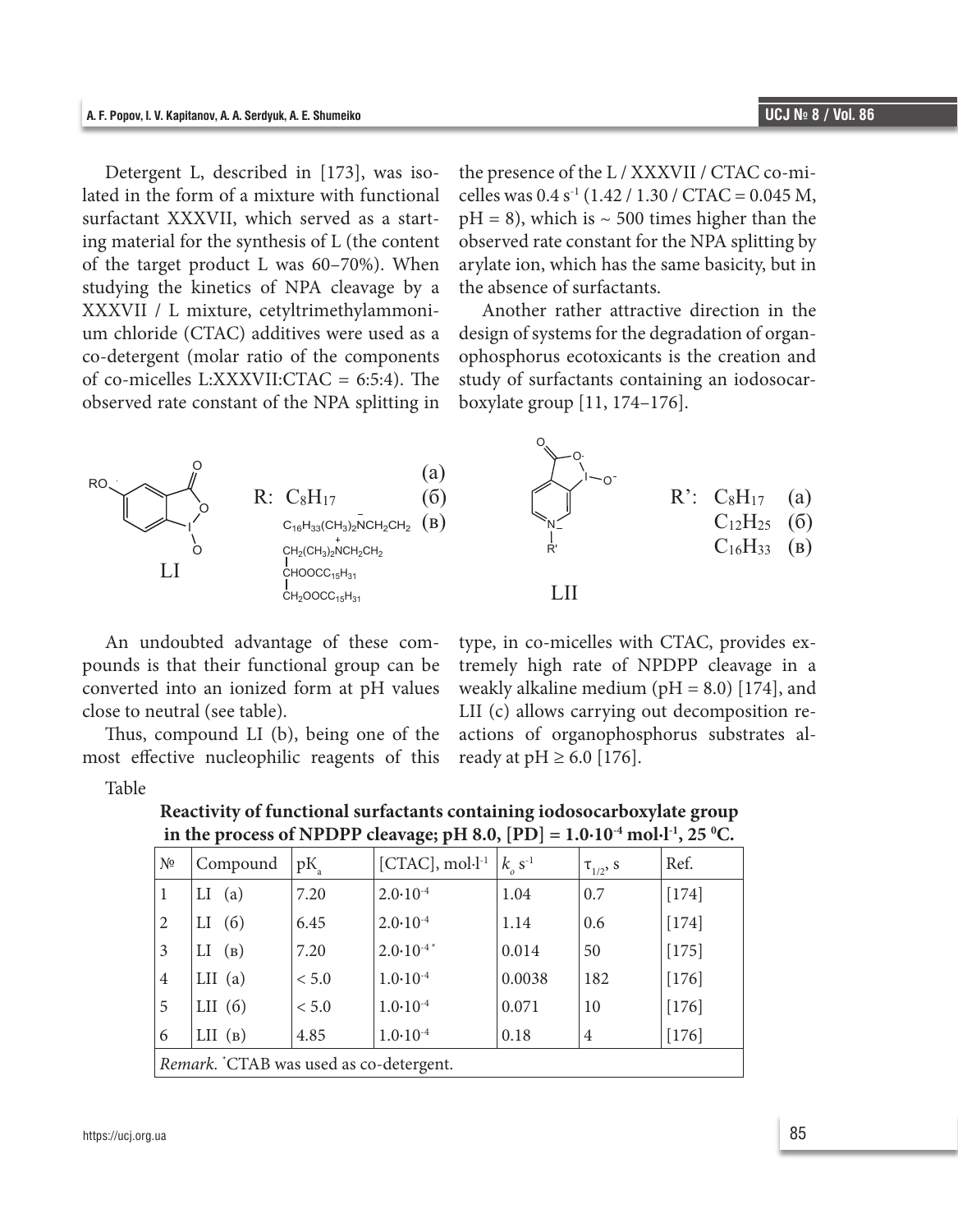Detergent L, described in [173], was isolated in the form of a mixture with functional surfactant XXXVII, which served as a starting material for the synthesis of L (the content of the target product L was 60–70%). When studying the kinetics of NPA cleavage by a XXXVII / L mixture, cetyltrimethylammonium chloride (CTAC) additives were used as a co-detergent (molar ratio of the components of co-micelles L:XXXVII:CTAC = 6:5:4). The observed rate constant of the NPA splitting in the presence of the L / XXXVII / CTAC co-micelles was 0.4 $s^{-1}$ (1.42 / 1.30 / CTAC = 0.045 M, pH = 8), which is ~ 500 times higher than the observed rate constant for the NPA splitting by arylate ion, which has the same basicity, but in the absence of surfactants.

Another rather attractive direction in the design of systems for the degradation of organophosphorus ecotoxicants is the creation and study of surfactants containing an iodosocarboxylate group [11, 174–176].

LI — R: $C_8H_{17}$ (a); $C_{16}H_{33}(CH_3)_2N^-CH_2CH_2$ (б); $CH_2(CH_3)_2N^+CH_2CH_2$–$CHOOCC_{15}H_{31}$–$CH_2OOCC_{15}H_{31}$ (в)

LII — R': $C_8H_{17}$ (a); $C_{12}H_{25}$ (б); $C_{16}H_{33}$ (в)

An undoubted advantage of these compounds is that their functional group can be converted into an ionized form at pH values close to neutral (see table).

Thus, compound LI (b), being one of the most effective nucleophilic reagents of this type, in co-micelles with CTAC, provides extremely high rate of NPDPP cleavage in a weakly alkaline medium (pH = 8.0) [174], and LII (c) allows carrying out decomposition reactions of organophosphorus substrates already at pH ≥ 6.0 [176].

Table

**Reactivity of functional surfactants containing iodosocarboxylate group in the process of NPDPP cleavage; pH 8.0, [PD] = $1.0 \cdot 10^{-4}$ mol·l$^{-1}$, 25 $^0$C.**

| № | Compound | $pK_a$ | [CTAC], mol·l$^{-1}$ | $k_o$ $s^{-1}$ | $\tau_{1/2}$, s | Ref. |
|---|---|---|---|---|---|---|
| 1 | LI (a) | 7.20 | $2.0 \cdot 10^{-4}$ | 1.04 | 0.7 | [174] |
| 2 | LI (б) | 6.45 | $2.0 \cdot 10^{-4}$ | 1.14 | 0.6 | [174] |
| 3 | LI (в) | 7.20 | $2.0 \cdot 10^{-4}$* | 0.014 | 50 | [175] |
| 4 | LII (a) | < 5.0 | $1.0 \cdot 10^{-4}$ | 0.0038 | 182 | [176] |
| 5 | LII (б) | < 5.0 | $1.0 \cdot 10^{-4}$ | 0.071 | 10 | [176] |
| 6 | LII (в) | 4.85 | $1.0 \cdot 10^{-4}$ | 0.18 | 4 | [176] |

*Remark.* *CTAB was used as co-detergent.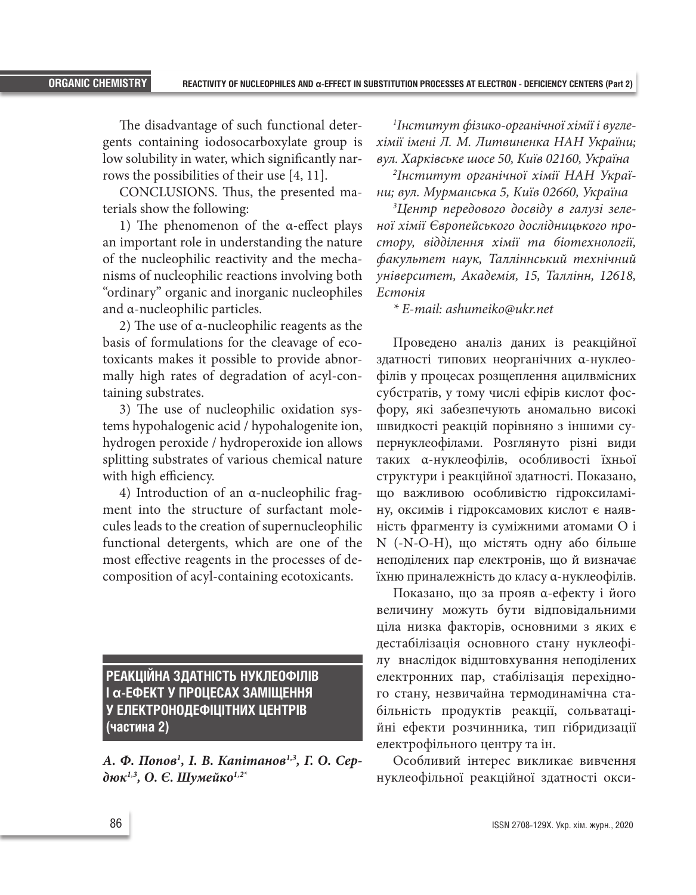The disadvantage of such functional detergents containing iodosocarboxylate group is low solubility in water, which significantly narrows the possibilities of their use [4, 11].

CONCLUSIONS. Thus, the presented materials show the following:

1) The phenomenon of the α-effect plays an important role in understanding the nature of the nucleophilic reactivity and the mechanisms of nucleophilic reactions involving both "ordinary" organic and inorganic nucleophiles and α-nucleophilic particles.

2) The use of α-nucleophilic reagents as the basis of formulations for the cleavage of ecotoxicants makes it possible to provide abnormally high rates of degradation of acyl-containing substrates.

3) The use of nucleophilic oxidation systems hypohalogenic acid / hypohalogenite ion, hydrogen peroxide / hydroperoxide ion allows splitting substrates of various chemical nature with high efficiency.

4) Introduction of an α-nucleophilic fragment into the structure of surfactant molecules leads to the creation of supernucleophilic functional detergents, which are one of the most effective reagents in the processes of decomposition of acyl-containing ecotoxicants.

## РЕАКЦІЙНА ЗДАТНІСТЬ НУКЛЕОФІЛІВ І α-ЕФЕКТ У ПРОЦЕСАХ ЗАМІЩЕННЯ У ЕЛЕКТРОНОДЕФІЦІТНИХ ЦЕНТРІВ (частина 2)

***А. Ф. Попов[1], І. В. Капітанов[1,3], Г. О. Сердюк[1,3], О. Є. Шумейко[1,2*]***

*[1]Інститут фізико-органічної хімії і вуглехімії імені Л. М. Литвиненка НАН України; вул. Харківське шосе 50, Київ 02160, Україна*

*[2]Інститут органічної хімії НАН України; вул. Мурманська 5, Київ 02660, Україна*

*[3]Центр передового досвіду в галузі зеленої хімії Європейського дослідницького простору, відділення хімії та біотехнології, факультет наук, Таллінський технічний університет, Академія, 15, Таллінн, 12618, Естонія*

*\* E-mail: ashumeiko@ukr.net*

Проведено аналіз даних із реакційної здатності типових неорганічних α-нуклеофілів у процесах розщеплення ацилвмісних субстратів, у тому числі ефірів кислот фосфору, які забезпечують аномально високі швидкості реакцій порівняно з іншими супернуклеофілами. Розглянуто різні види таких α-нуклеофілів, особливості їхньої структури і реакційної здатності. Показано, що важливою особливістю гідроксиламіну, оксимів і гідроксамових кислот є наявність фрагменту із суміжними атомами O і N (-N-O-H), що містять одну або більше неподілених пар електронів, що й визначає їхню приналежність до класу α-нуклеофілів.

Показано, що за прояв α-ефекту і його величину можуть бути відповідальними ціла низка факторів, основними з яких є дестабілізація основного стану нуклеофілу внаслідок відштовхування неподілених електронних пар, стабілізація перехідного стану, незвичайна термодинамічна стабільність продуктів реакції, сольватаційні ефекти розчинника, тип гібридизації електрофільного центру та ін.

Особливий інтерес викликає вивчення нуклеофільної реакційної здатності окси-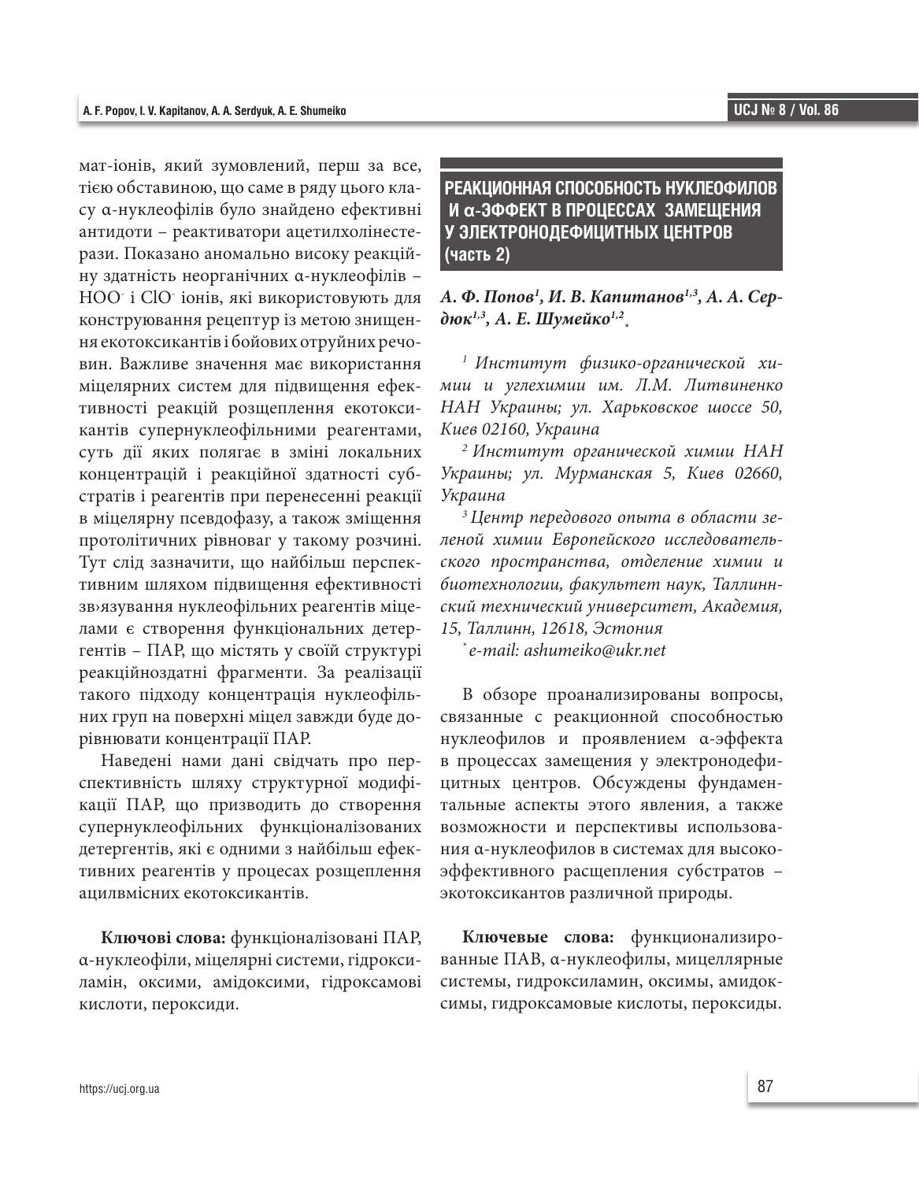мат-іонів, який зумовлений, перш за все, тією обставиною, що саме в ряду цього класу α-нуклеофілів було знайдено ефективні антидоти – реактиватори ацетилхолінестерази. Показано аномально високу реакційну здатність неорганічних α-нуклеофілів – $HOO^-$ і $ClO^-$ іонів, які використовують для конструювання рецептур із метою знищення екотоксикантів і бойових отруйних речовин. Важливе значення має використання міцелярних систем для підвищення ефективності реакцій розщеплення екотоксикантів супернуклеофільними реагентами, суть дії яких полягає в зміні локальних концентрацій і реакційної здатності субстратів і реагентів при перенесенні реакції в міцелярну псевдофазу, а також зміщення протолітичних рівноваг у такому розчині. Тут слід зазначити, що найбільш перспективним шляхом підвищення ефективності зв›язування нуклеофільних реагентів міцелами є створення функціональних детергентів – ПАР, що містять у своїй структурі реакційноздатні фрагменти. За реалізації такого підходу концентрація нуклеофільних груп на поверхні міцел завжди буде дорівнювати концентрації ПАР.

Наведені нами дані свідчать про перспективність шляху структурної модифікації ПАР, що призводить до створення супернуклеофільних функціоналізованих детергентів, які є одними з найбільш ефективних реагентів у процесах розщеплення ацилвмісних екотоксикантів.

**Ключові слова:** функціоналізовані ПАР, α-нуклеофіли, міцелярні системи, гідроксиламін, оксими, амідоксими, гідроксамові кислоти, пероксиди.

## РЕАКЦИОННАЯ СПОСОБНОСТЬ НУКЛЕОФИЛОВ И α-ЭФФЕКТ В ПРОЦЕССАХ ЗАМЕЩЕНИЯ У ЭЛЕКТРОНОДЕФИЦИТНЫХ ЦЕНТРОВ (часть 2)

***А. Ф. Попов[1], И. В. Капитанов[1,3], А. А. Сердюк[1,3], А. Е. Шумейко[1,2]*** *

*[1] Институт физико-органической химии и углехимии им. Л.М. Литвиненко НАН Украины; ул. Харьковское шоссе 50, Киев 02160, Украина*

*[2] Институт органической химии НАН Украины; ул. Мурманская 5, Киев 02660, Украина*

*[3] Центр передового опыта в области зеленой химии Европейского исследовательского пространства, отделение химии и биотехнологии, факультет наук, Таллиннский технический университет, Академия, 15, Таллинн, 12618, Эстония*

*\* e-mail: ashumeiko@ukr.net*

В обзоре проанализированы вопросы, связанные с реакционной способностью нуклеофилов и проявлением α-эффекта в процессах замещения у электронодефицитных центров. Обсуждены фундаментальные аспекты этого явления, а также возможности и перспективы использования α-нуклеофилов в системах для высокоэффективного расщепления субстратов – экотоксикантов различной природы.

**Ключевые слова:** функционализированные ПАВ, α-нуклеофилы, мицеллярные системы, гидроксиламин, оксимы, амидоксимы, гидроксамовые кислоты, пероксиды.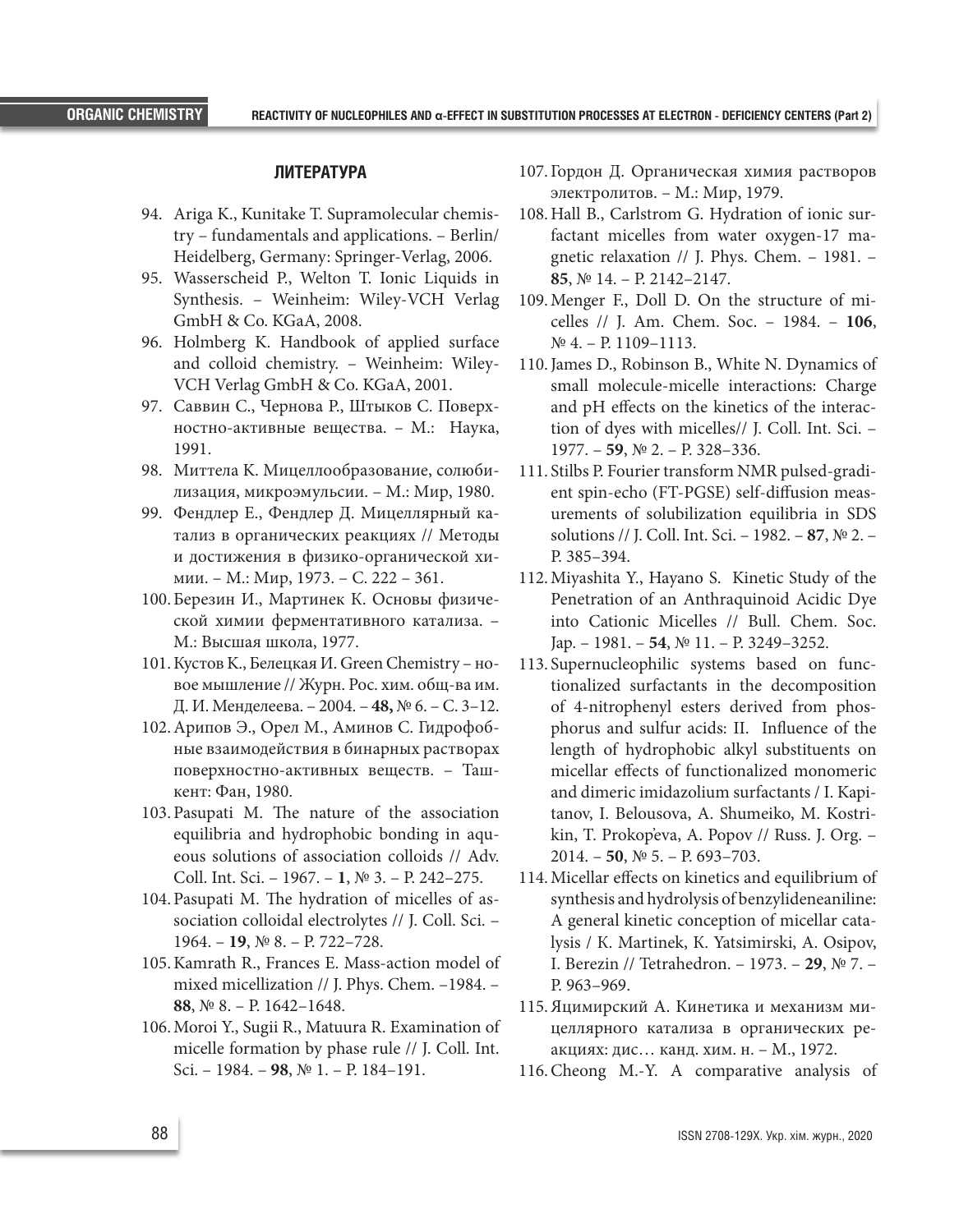## ЛИТЕРАТУРА

94. Ariga K., Kunitake T. Supramolecular chemistry – fundamentals and applications. – Berlin/Heidelberg, Germany: Springer-Verlag, 2006.
95. Wasserscheid P., Welton T. Ionic Liquids in Synthesis. – Weinheim: Wiley-VCH Verlag GmbH & Co. KGaA, 2008.
96. Holmberg K. Handbook of applied surface and colloid chemistry. – Weinheim: Wiley-VCH Verlag GmbH & Co. KGaA, 2001.
97. Саввин С., Чернова Р., Штыков С. Поверхностно-активные вещества. – М.: Наука, 1991.
98. Миттела К. Мицеллообразование, солюбилизация, микроэмульсии. – М.: Мир, 1980.
99. Фендлер Е., Фендлер Д. Мицеллярный катализ в органических реакциях // Методы и достижения в физико-органической химии. – М.: Мир, 1973. – С. 222 – 361.
100. Березин И., Мартинек К. Основы физической химии ферментативного катализа. – М.: Высшая школа, 1977.
101. Кустов К., Белецкая И. Green Chemistry – новое мышление // Журн. Рос. хим. общ-ва им. Д. И. Менделеева. – 2004. – **48,** № 6. – С. 3–12.
102. Арипов Э., Орел М., Аминов С. Гидрофобные взаимодействия в бинарных растворах поверхностно-активных веществ. – Ташкент: Фан, 1980.
103. Pasupati M. The nature of the association equilibria and hydrophobic bonding in aqueous solutions of association colloids // Adv. Coll. Int. Sci. – 1967. – **1**, № 3. – P. 242–275.
104. Pasupati M. The hydration of micelles of association colloidal electrolytes // J. Coll. Sci. – 1964. – **19**, № 8. – P. 722–728.
105. Kamrath R., Frances E. Mass-action model of mixed micellization // J. Phys. Chem. –1984. – **88**, № 8. – P. 1642–1648.
106. Moroi Y., Sugii R., Matuura R. Examination of micelle formation by phase rule // J. Coll. Int. Sci. – 1984. – **98**, № 1. – P. 184–191.
107. Гордон Д. Органическая химия растворов электролитов. – М.: Мир, 1979.
108. Hall B., Carlstrom G. Hydration of ionic surfactant micelles from water oxygen-17 magnetic relaxation // J. Phys. Chem. – 1981. – **85**, № 14. – P. 2142–2147.
109. Menger F., Doll D. On the structure of micelles // J. Am. Chem. Soc. – 1984. – **106**, № 4. – P. 1109–1113.
110. James D., Robinson B., White N. Dynamics of small molecule-micelle interactions: Charge and pH effects on the kinetics of the interaction of dyes with micelles// J. Coll. Int. Sci. – 1977. – **59**, № 2. – P. 328–336.
111. Stilbs P. Fourier transform NMR pulsed-gradient spin-echo (FT-PGSE) self-diffusion measurements of solubilization equilibria in SDS solutions // J. Coll. Int. Sci. – 1982. – **87**, № 2. – P. 385–394.
112. Miyashita Y., Hayano S. Kinetic Study of the Penetration of an Anthraquinoid Acidic Dye into Cationic Micelles // Bull. Chem. Soc. Jap. – 1981. – **54**, № 11. – P. 3249–3252.
113. Supernucleophilic systems based on functionalized surfactants in the decomposition of 4-nitrophenyl esters derived from phosphorus and sulfur acids: II. Influence of the length of hydrophobic alkyl substituents on micellar effects of functionalized monomeric and dimeric imidazolium surfactants / I. Kapitanov, I. Belousova, A. Shumeiko, M. Kostrikin, T. Prokop'eva, A. Popov // Russ. J. Org. – 2014. – **50**, № 5. – P. 693–703.
114. Micellar effects on kinetics and equilibrium of synthesis and hydrolysis of benzylideneaniline: A general kinetic conception of micellar catalysis / K. Martinek, K. Yatsimirski, A. Osipov, I. Berezin // Tetrahedron. – 1973. – **29**, № 7. – P. 963–969.
115. Яцимирский А. Кинетика и механизм мицеллярного катализа в органических реакциях: дис… канд. хим. н. – М., 1972.
116. Cheong M.-Y. A comparative analysis of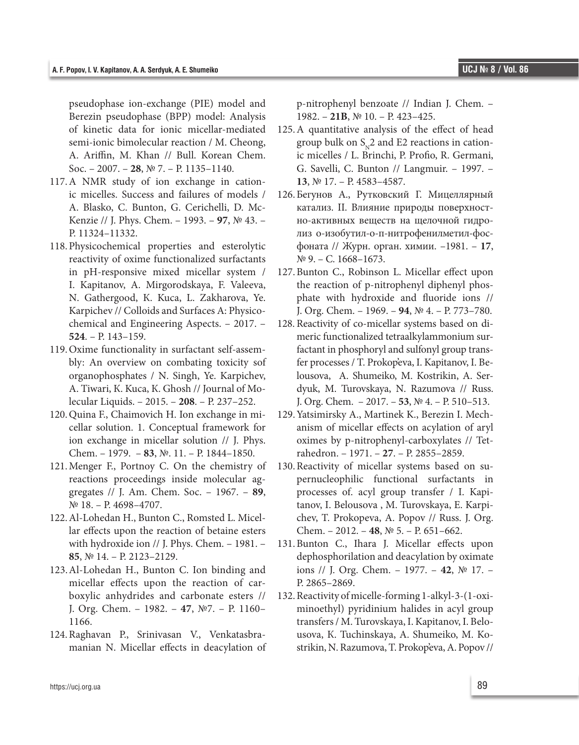pseudophase ion-exchange (PIE) model and Berezin pseudophase (BPP) model: Analysis of kinetic data for ionic micellar-mediated semi-ionic bimolecular reaction / M. Cheong, A. Ariffin, M. Khan // Bull. Korean Chem. Soc. – 2007. – **28**, № 7. – P. 1135–1140.

117. A NMR study of ion exchange in cationic micelles. Success and failures of models / A. Blasko, C. Bunton, G. Cerichelli, D. McKenzie // J. Phys. Chem. – 1993. – **97**, № 43. – P. 11324–11332.
118. Physicochemical properties and esterolytic reactivity of oxime functionalized surfactants in pH-responsive mixed micellar system / I. Kapitanov, A. Mirgorodskaya, F. Valeeva, N. Gathergood, K. Kuca, L. Zakharova, Ye. Karpichev // Colloids and Surfaces A: Physicochemical and Engineering Aspects. – 2017. – **524**. – P. 143–159.
119. Oxime functionality in surfactant self-assembly: An overview on combating toxicity sof organophosphates / N. Singh, Ye. Karpichev, A. Tiwari, K. Kuca, K. Ghosh // Journal of Molecular Liquids. – 2015. – **208**. – P. 237–252.
120. Quina F., Chaimovich H. Ion exchange in micellar solution. 1. Conceptual framework for ion exchange in micellar solution // J. Phys. Chem. – 1979. – **83**, №. 11. – P. 1844–1850.
121. Menger F., Portnoy C. On the chemistry of reactions proceedings inside molecular aggregates // J. Am. Chem. Soc. – 1967. – **89**, № 18. – P. 4698–4707.
122. Al-Lohedan H., Bunton C., Romsted L. Micellar effects upon the reaction of betaine esters with hydroxide ion // J. Phys. Chem. – 1981. – **85**, № 14. – P. 2123–2129.
123. Al-Lohedan H., Bunton C. Ion binding and micellar effects upon the reaction of carboxylic anhydrides and carbonate esters // J. Org. Chem. – 1982. – **47**, №7. – P. 1160–1166.
124. Raghavan P., Srinivasan V., Venkatasbramanian N. Micellar effects in deacylation of p-nitrophenyl benzoate // Indian J. Chem. – 1982. – **21B**, № 10. – P. 423–425.
125. A quantitative analysis of the effect of head group bulk on $S_N2$ and E2 reactions in cationic micelles / L. Brinchi, P. Profio, R. Germani, G. Savelli, C. Bunton // Langmuir. – 1997. – **13**, № 17. – P. 4583–4587.
126. Бегунов А., Рутковский Г. Мицеллярный катализ. II. Влияние природы поверхностно-активных веществ на щелочной гидролиз о-изобутил-о-п-нитрофенилметил-фосфоната // Журн. орган. химии. –1981. – **17**, № 9. – С. 1668–1673.
127. Bunton C., Robinson L. Micellar effect upon the reaction of p-nitrophenyl diphenyl phosphate with hydroxide and fluoride ions // J. Org. Chem. – 1969. – **94**, № 4. – P. 773–780.
128. Reactivity of co-micellar systems based on dimeric functionalized tetraalkylammonium surfactant in phosphoryl and sulfonyl group transfer processes / T. Prokop'eva, I. Kapitanov, I. Belousova, A. Shumeiko, M. Kostrikin, A. Serdyuk, M. Turovskaya, N. Razumova // Russ. J. Org. Chem. – 2017. – **53**, № 4. – P. 510–513.
129. Yatsimirsky A., Martinek K., Berezin I. Mechanism of micellar effects on acylation of aryl oximes by p-nitrophenyl-carboxylates // Tetrahedron. – 1971. – **27**. – P. 2855–2859.
130. Reactivity of micellar systems based on supernucleophilic functional surfactants in processes of. acyl group transfer / I. Kapitanov, I. Belousova , M. Turovskaya, E. Karpichev, T. Prokopeva, A. Popov // Russ. J. Org. Chem. – 2012. – **48**, № 5. – P. 651–662.
131. Bunton C., Ihara J. Micellar effects upon dephosphorilation and deacylation by oximate ions // J. Org. Chem. – 1977. – **42**, № 17. – P. 2865–2869.
132. Reactivity of micelle-forming 1-alkyl-3-(1-oximinoethyl) pyridinium halides in acyl group transfers / M. Turovskaya, I. Kapitanov, I. Belousova, K. Tuchinskaya, A. Shumeiko, M. Kostrikin, N. Razumova, T. Prokop'eva, A. Popov //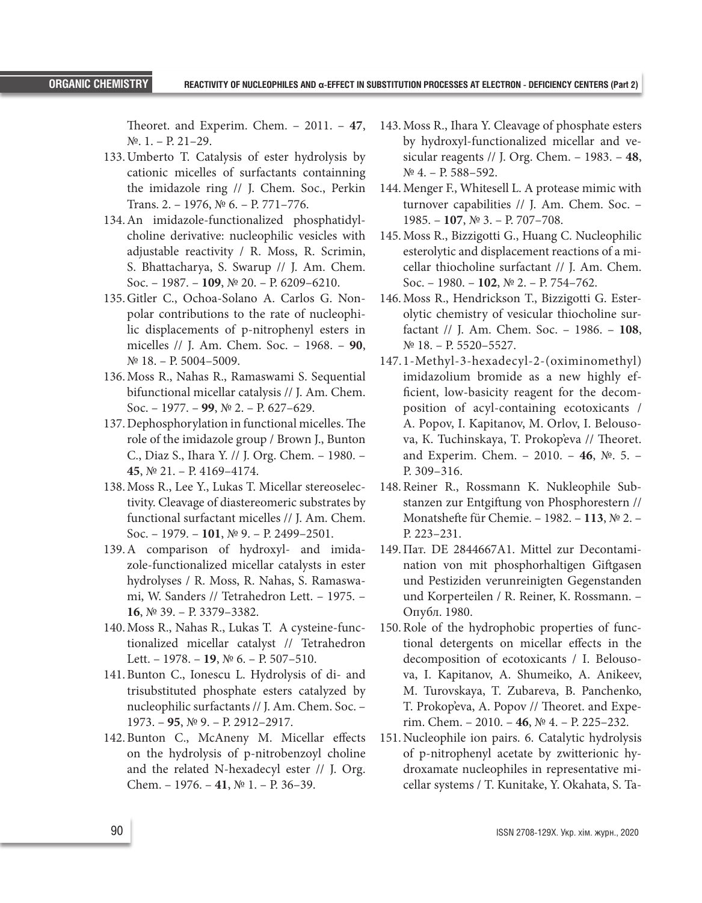Theoret. and Experim. Chem. – 2011. – **47**, №. 1. – P. 21–29.

133. Umberto T. Catalysis of ester hydrolysis by cationic micelles of surfactants containning the imidazole ring // J. Chem. Soc., Perkin Trans. 2. – 1976, № 6. – P. 771–776.

134. An imidazole-functionalized phosphatidylcholine derivative: nucleophilic vesicles with adjustable reactivity / R. Moss, R. Scrimin, S. Bhattacharya, S. Swarup // J. Am. Chem. Soc. – 1987. – **109**, № 20. – P. 6209–6210.

135. Gitler C., Ochoa-Solano A. Carlos G. Nonpolar contributions to the rate of nucleophilic displacements of p-nitrophenyl esters in micelles // J. Am. Chem. Soc. – 1968. – **90**, № 18. – P. 5004–5009.

136. Moss R., Nahas R., Ramaswami S. Sequential bifunctional micellar catalysis // J. Am. Chem. Soc. – 1977. – **99**, № 2. – P. 627–629.

137. Dephosphorylation in functional micelles. The role of the imidazole group / Brown J., Bunton C., Diaz S., Ihara Y. // J. Org. Chem. – 1980. – **45**, № 21. – P. 4169–4174.

138. Moss R., Lee Y., Lukas T. Micellar stereoselectivity. Cleavage of diastereomeric substrates by functional surfactant micelles // J. Am. Chem. Soc. – 1979. – **101**, № 9. – P. 2499–2501.

139. A comparison of hydroxyl- and imidazole-functionalized micellar catalysts in ester hydrolyses / R. Moss, R. Nahas, S. Ramaswami, W. Sanders // Tetrahedron Lett. – 1975. – **16**, № 39. – P. 3379–3382.

140. Moss R., Nahas R., Lukas T. A cysteine-functionalized micellar catalyst // Tetrahedron Lett. – 1978. – **19**, № 6. – P. 507–510.

141. Bunton C., Ionescu L. Hydrolysis of di- and trisubstituted phosphate esters catalyzed by nucleophilic surfactants // J. Am. Chem. Soc. – 1973. – **95**, № 9. – P. 2912–2917.

142. Bunton C., McAneny M. Micellar effects on the hydrolysis of p-nitrobenzoyl choline and the related N-hexadecyl ester // J. Org. Chem. – 1976. – **41**, № 1. – P. 36–39.

143. Moss R., Ihara Y. Cleavage of phosphate esters by hydroxyl-functionalized micellar and vesicular reagents // J. Org. Chem. – 1983. – **48**, № 4. – P. 588–592.

144. Menger F., Whitesell L. A protease mimic with turnover capabilities // J. Am. Chem. Soc. – 1985. – **107**, № 3. – P. 707–708.

145. Moss R., Bizzigotti G., Huang C. Nucleophilic esterolytic and displacement reactions of a micellar thiocholine surfactant // J. Am. Chem. Soc. – 1980. – **102**, № 2. – P. 754–762.

146. Moss R., Hendrickson T., Bizzigotti G. Esterolytic chemistry of vesicular thiocholine surfactant // J. Am. Chem. Soc. – 1986. – **108**, № 18. – P. 5520–5527.

147. 1-Methyl-3-hexadecyl-2-(oximinomethyl) imidazolium bromide as a new highly efficient, low-basicity reagent for the decomposition of acyl-containing ecotoxicants / A. Popov, I. Kapitanov, M. Orlov, I. Belousova, K. Tuchinskaya, T. Prokop'eva // Theoret. and Experim. Chem. – 2010. – **46**, №. 5. – P. 309–316.

148. Reiner R., Rossmann K. Nukleophile Substanzen zur Entgiftung von Phosphorestern // Monatshefte für Chemie. – 1982. – **113**, № 2. – P. 223–231.

149. Пат. DE 2844667A1. Mittel zur Decontamination von mit phosphorhaltigen Giftgasen und Pestiziden verunreinigten Gegenstanden und Korperteilen / R. Reiner, K. Rossmann. – Опубл. 1980.

150. Role of the hydrophobic properties of functional detergents on micellar effects in the decomposition of ecotoxicants / I. Belousova, I. Kapitanov, A. Shumeiko, A. Anikeev, M. Turovskaya, T. Zubareva, B. Panchenko, T. Prokop'eva, A. Popov // Theoret. and Experim. Chem. – 2010. – **46**, № 4. – P. 225–232.

151. Nucleophile ion pairs. 6. Catalytic hydrolysis of p-nitrophenyl acetate by zwitterionic hydroxamate nucleophiles in representative micellar systems / T. Kunitake, Y. Okahata, S. Ta-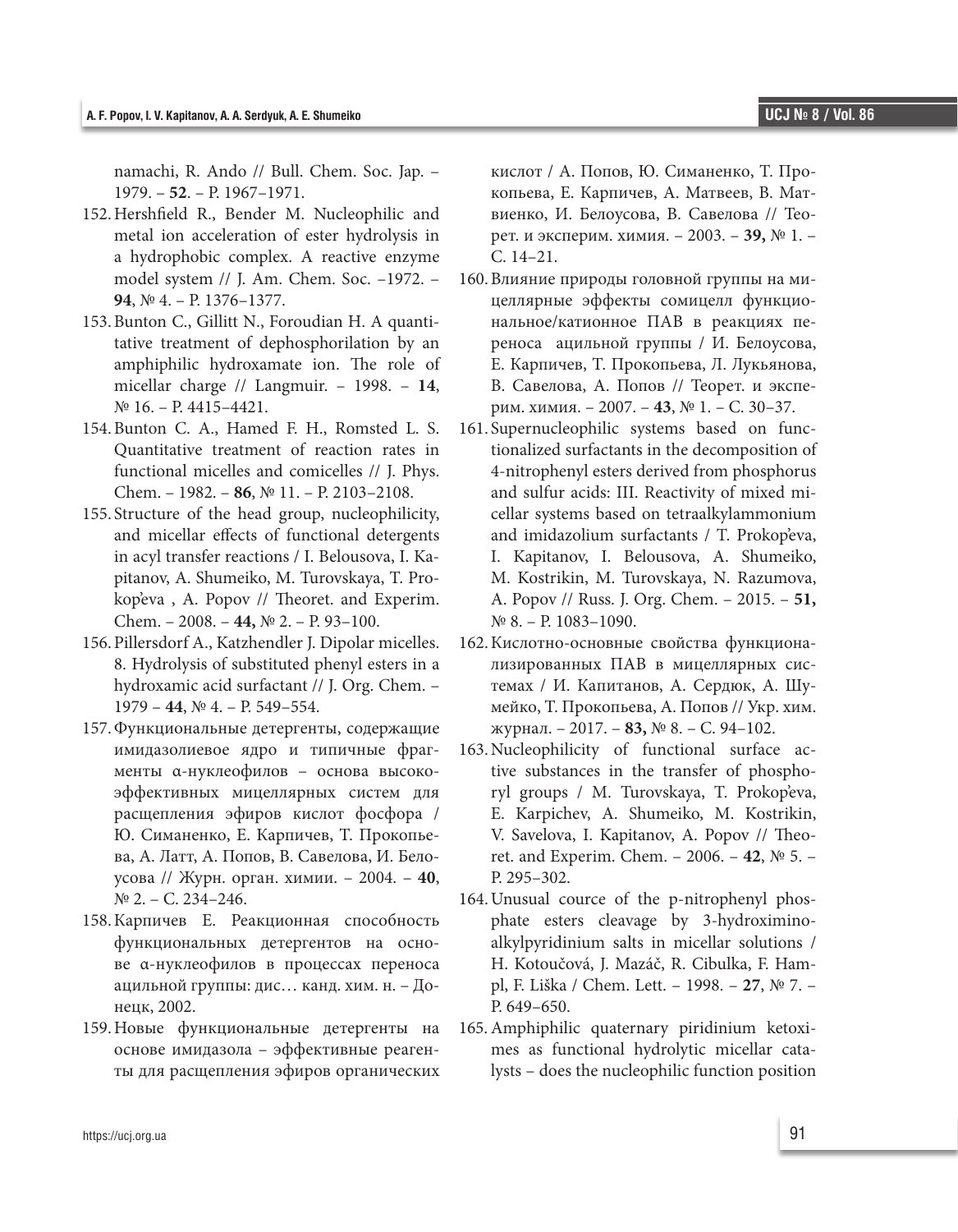namachi, R. Ando // Bull. Chem. Soc. Jap. – 1979. – **52**. – P. 1967–1971.

152. Hershfield R., Bender M. Nucleophilic and metal ion acceleration of ester hydrolysis in a hydrophobic complex. A reactive enzyme model system // J. Am. Chem. Soc. –1972. – **94**, № 4. – P. 1376–1377.
153. Bunton C., Gillitt N., Foroudian H. A quantitative treatment of dephosphorilation by an amphiphilic hydroxamate ion. The role of micellar charge // Langmuir. – 1998. – **14**, № 16. – P. 4415–4421.
154. Bunton C. A., Hamed F. H., Romsted L. S. Quantitative treatment of reaction rates in functional micelles and comicelles // J. Phys. Chem. – 1982. – **86**, № 11. – P. 2103–2108.
155. Structure of the head group, nucleophilicity, and micellar effects of functional detergents in acyl transfer reactions / I. Belousova, I. Kapitanov, A. Shumeiko, M. Turovskaya, T. Prokop'eva , A. Popov // Theoret. and Experim. Chem. – 2008. – **44,** № 2. – P. 93–100.
156. Pillersdorf A., Katzhendler J. Dipolar micelles. 8. Hydrolysis of substituted phenyl esters in a hydroxamic acid surfactant // J. Org. Chem. – 1979 – **44**, № 4. – P. 549–554.
157. Функциональные детергенты, содержащие имидазолиевое ядро и типичные фрагменты α-нуклеофилов – основа высокоэффективных мицеллярных систем для расщепления эфиров кислот фосфора / Ю. Симаненко, Е. Карпичев, Т. Прокопьева, А. Латт, А. Попов, В. Савелова, И. Белоусова // Журн. орган. химии. – 2004. – **40**, № 2. – С. 234–246.
158. Карпичев Е. Реакционная способность функциональных детергентов на основе α-нуклеофилов в процессах переноса ацильной группы: дис… канд. хим. н. – Донецк, 2002.
159. Новые функциональные детергенты на основе имидазола – эффективные реагенты для расщепления эфиров органических кислот / А. Попов, Ю. Симаненко, Т. Прокопьева, Е. Карпичев, А. Матвеев, В. Матвиенко, И. Белоусова, В. Савелова // Теорет. и эксперим. химия. – 2003. – **39,** № 1. – С. 14–21.
160. Влияние природы головной группы на мицеллярные эффекты сомицелл функциональное/катионное ПАВ в реакциях переноса ацильной группы / И. Белоусова, Е. Карпичев, Т. Прокопьева, Л. Лукьянова, В. Савелова, А. Попов // Теорет. и эксперим. химия. – 2007. – **43**, № 1. – С. 30–37.
161. Supernucleophilic systems based on functionalized surfactants in the decomposition of 4-nitrophenyl esters derived from phosphorus and sulfur acids: III. Reactivity of mixed micellar systems based on tetraalkylammonium and imidazolium surfactants / T. Prokop'eva, I. Kapitanov, I. Belousova, A. Shumeiko, M. Kostrikin, M. Turovskaya, N. Razumova, A. Popov // Russ. J. Org. Chem. – 2015. – **51,** № 8. – P. 1083–1090.
162. Кислотно-основные свойства функционализированных ПАВ в мицеллярных системах / И. Капитанов, А. Сердюк, А. Шумейко, Т. Прокопьева, А. Попов // Укр. хим. журнал. – 2017. – **83,** № 8. – С. 94–102.
163. Nucleophilicity of functional surface active substances in the transfer of phosphoryl groups / M. Turovskaya, T. Prokop'eva, E. Karpichev, A. Shumeiko, M. Kostrikin, V. Savelova, I. Kapitanov, A. Popov // Theoret. and Experim. Chem. – 2006. – **42**, № 5. – P. 295–302.
164. Unusual cource of the p-nitrophenyl phosphate esters cleavage by 3-hydroximinoalkylpyridinium salts in micellar solutions / H. Kotoučová, J. Mazáč, R. Cibulka, F. Hampl, F. Liška / Chem. Lett. – 1998. – **27**, № 7. – P. 649–650.
165. Amphiphilic quaternary piridinium ketoximes as functional hydrolytic micellar catalysts – does the nucleophilic function position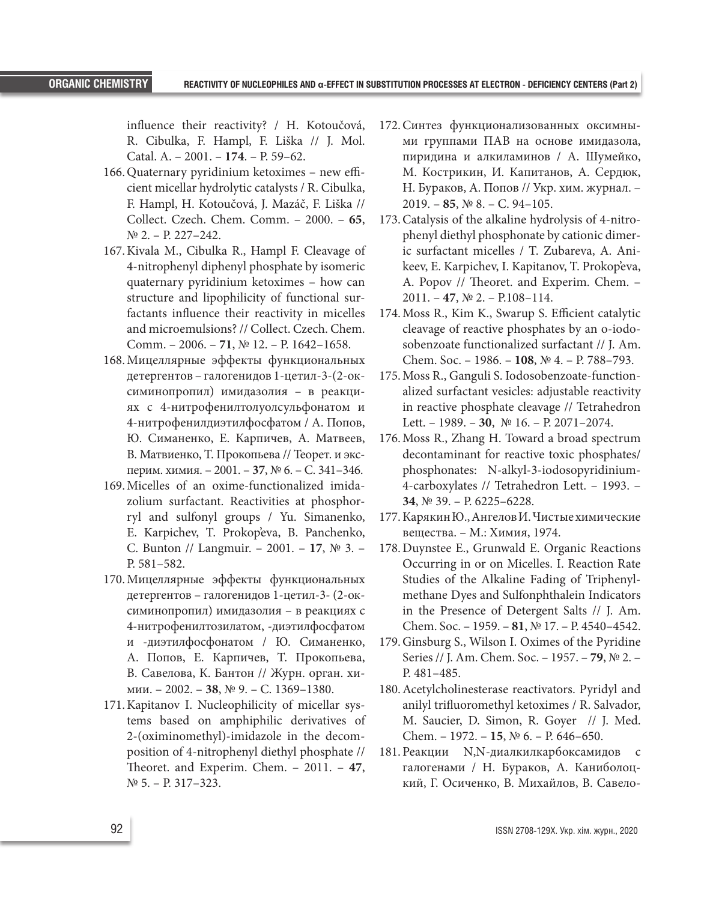influence their reactivity? / H. Kotoučová, R. Cibulka, F. Hampl, F. Liška // J. Mol. Catal. A. – 2001. – **174**. – P. 59–62.

166. Quaternary pyridinium ketoximes – new efficient micellar hydrolytic catalysts / R. Cibulka, F. Hampl, H. Kotoučová, J. Mazáč, F. Liška // Collect. Czech. Chem. Comm. – 2000. – **65**, № 2. – P. 227–242.

167. Kivala M., Cibulka R., Hampl F. Cleavage of 4-nitrophenyl diphenyl phosphate by isomeric quaternary pyridinium ketoximes – how can structure and lipophilicity of functional surfactants influence their reactivity in micelles and microemulsions? // Collect. Czech. Chem. Comm. – 2006. – **71**, № 12. – P. 1642–1658.

168. Мицеллярные эффекты функциональных детергентов – галогенидов 1-цетил-3-(2-оксиминопропил) имидазолия – в реакциях с 4-нитрофенилтолуолсульфонатом и 4-нитрофенилдиэтилфосфатом / А. Попов, Ю. Симаненко, Е. Карпичев, А. Матвеев, В. Матвиенко, Т. Прокопьева // Теорет. и эксперим. химия. – 2001. – **37**, № 6. – С. 341–346.

169. Micelles of an oxime-functionalized imidazolium surfactant. Reactivities at phosphorryl and sulfonyl groups / Yu. Simanenko, E. Karpichev, T. Prokop'eva, B. Panchenko, C. Bunton // Langmuir. – 2001. – **17**, № 3. – P. 581–582.

170. Мицеллярные эффекты функциональных детергентов – галогенидов 1-цетил-3- (2-оксиминопропил) имидазолия – в реакциях с 4-нитрофенилтозилатом, -диэтилфосфатом и -диэтилфосфонатом / Ю. Симаненко, А. Попов, Е. Карпичев, Т. Прокопьева, В. Савелова, К. Бантон // Журн. орган. химии. – 2002. – **38**, № 9. – С. 1369–1380.

171. Kapitanov I. Nucleophilicity of micellar systems based on amphiphilic derivatives of 2-(oximinomethyl)-imidazole in the decomposition of 4-nitrophenyl diethyl phosphate // Theoret. and Experim. Chem. – 2011. – **47**, № 5. – P. 317–323.

172. Синтез функционализованных оксимными группами ПАВ на основе имидазола, пиридина и алкиламинов / А. Шумейко, М. Кострикин, И. Капитанов, А. Сердюк, Н. Бураков, А. Попов // Укр. хим. журнал. – 2019. – **85**, № 8. – С. 94–105.

173. Catalysis of the alkaline hydrolysis of 4-nitrophenyl diethyl phosphonate by cationic dimeric surfactant micelles / T. Zubareva, A. Anikeev, E. Karpichev, I. Kapitanov, T. Prokop'eva, A. Popov // Theoret. and Experim. Chem. – 2011. – **47**, № 2. – P.108–114.

174. Moss R., Kim K., Swarup S. Efficient catalytic cleavage of reactive phosphates by an o-iodosobenzoate functionalized surfactant // J. Am. Chem. Soc. – 1986. – **108**, № 4. – P. 788–793.

175. Moss R., Ganguli S. Iodosobenzoate-functionalized surfactant vesicles: adjustable reactivity in reactive phosphate cleavage // Tetrahedron Lett. – 1989. – **30**, № 16. – P. 2071–2074.

176. Moss R., Zhang H. Toward a broad spectrum decontaminant for reactive toxic phosphates/ phosphonates: N-alkyl-3-iodosopyridinium-4-carboxylates // Tetrahedron Lett. – 1993. – **34**, № 39. – P. 6225–6228.

177. Карякин Ю., Ангелов И. Чистые химические вещества. – М.: Химия, 1974.

178. Duynstee E., Grunwald E. Organic Reactions Occurring in or on Micelles. I. Reaction Rate Studies of the Alkaline Fading of Triphenylmethane Dyes and Sulfonphthalein Indicators in the Presence of Detergent Salts // J. Am. Chem. Soc. – 1959. – **81**, № 17. – P. 4540–4542.

179. Ginsburg S., Wilson I. Oximes of the Pyridine Series // J. Am. Chem. Soc. – 1957. – **79**, № 2. – P. 481–485.

180. Acetylcholinesterase reactivators. Pyridyl and anilyl trifluoromethyl ketoximes / R. Salvador, M. Saucier, D. Simon, R. Goyer // J. Med. Chem. – 1972. – **15**, № 6. – P. 646–650.

181. Реакции N,N-диалкилкарбоксамидов с галогенами / Н. Бураков, А. Каниболоцкий, Г. Осиченко, В. Михайлов, В. Савело-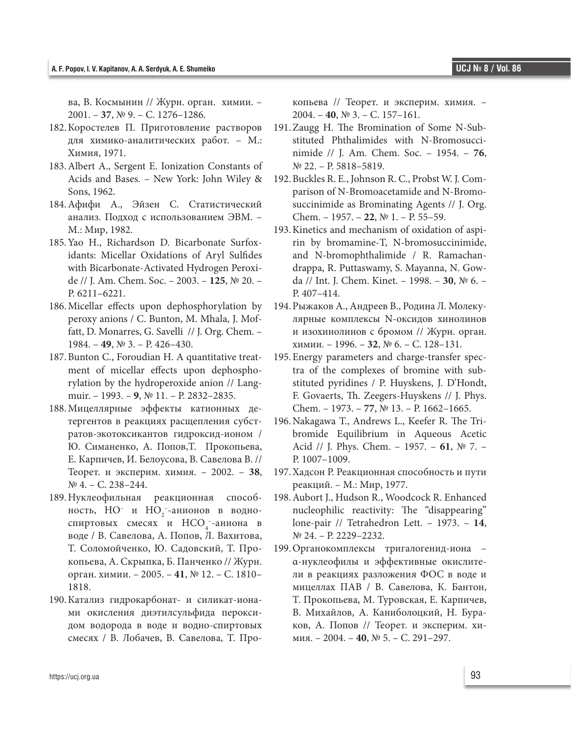ва, В. Космынин // Журн. орган. химии. – 2001. – **37**, № 9. – С. 1276–1286.

182. Коростелев П. Приготовление растворов для химико-аналитических работ. – М.: Химия, 1971.

183. Albert A., Sergent E. Ionization Constants of Acids and Bases. – New York: John Wiley & Sons, 1962.

184. Афифи А., Эйзен С. Статистический анализ. Подход с использованием ЭВМ. – М.: Мир, 1982.

185. Yao H., Richardson D. Bicarbonate Surfoxidants: Micellar Oxidations of Aryl Sulfides with Bicarbonate-Activated Hydrogen Peroxide // J. Am. Chem. Soc. – 2003. – **125**, № 20. – P. 6211–6221.

186. Micellar effects upon dephosphorylation by peroxy anions / C. Bunton, M. Mhala, J. Moffatt, D. Monarres, G. Savelli // J. Org. Chem. – 1984. – **49**, № 3. – P. 426–430.

187. Bunton C., Foroudian H. A quantitative treatment of micellar effects upon dephosphorylation by the hydroperoxide anion // Langmuir. – 1993. – **9**, № 11. – P. 2832–2835.

188. Мицеллярные эффекты катионных детергентов в реакциях расщепления субстратов-экотоксикантов гидроксид-ионом / Ю. Симаненко, А. Попов, Т. Прокопьева, Е. Карпичев, И. Белоусова, В. Савелова В. // Теорет. и эксперим. химия. – 2002. – **38**, № 4. – С. 238–244.

189. Нуклеофильная реакционная способность, $HO^-$ и $HO_2^-$-анионов в водно-спиртовых смесях и $HCO_4^-$-аниона в воде / В. Савелова, А. Попов, Л. Вахитова, Т. Соломойченко, Ю. Садовский, Т. Прокопьева, А. Скрыпка, Б. Панченко // Журн. орган. химии. – 2005. – **41**, № 12. – С. 1810–1818.

190. Катализ гидрокарбонат- и силикат-ионами окисления диэтилсульфида пероксидом водорода в воде и водно-спиртовых смесях / В. Лобачев, В. Савелова, Т. Прокопьева // Теорет. и эксперим. химия. – 2004. – **40**, № 3. – С. 157–161.

191. Zaugg H. The Bromination of Some N-Substituted Phthalimides with N-Bromosuccinimide // J. Am. Chem. Soc. – 1954. – **76**, № 22. – P. 5818–5819.

192. Buckles R. E., Johnson R. C., Probst W. J. Comparison of N-Bromoacetamide and N-Bromosuccinimide as Brominating Agents // J. Org. Chem. – 1957. – **22**, № 1. – P. 55–59.

193. Kinetics and mechanism of oxidation of aspirin by bromamine-T, N-bromosuccinimide, and N-bromophthalimide / R. Ramachandrappa, R. Puttaswamy, S. Mayanna, N. Gowda // Int. J. Chem. Kinet. – 1998. – **30**, № 6. – P. 407–414.

194. Рыжаков А., Андреев В., Родина Л. Молекулярные комплексы N-оксидов хинолинов и изохинолинов с бромом // Журн. орган. химии. – 1996. – **32**, № 6. – С. 128–131.

195. Energy parameters and charge-transfer spectra of the complexes of bromine with substituted pyridines / P. Huyskens, J. D'Hondt, F. Govaerts, Th. Zeegers-Huyskens // J. Phys. Chem. – 1973. – **77**, № 13. – P. 1662–1665.

196. Nakagawa T., Andrews L., Keefer R. The Tribromide Equilibrium in Aqueous Acetic Acid // J. Phys. Chem. – 1957. – **61**, № 7. – P. 1007–1009.

197. Хадсон Р. Реакционная способность и пути реакций. – М.: Мир, 1977.

198. Aubort J., Hudson R., Woodcock R. Enhanced nucleophilic reactivity: The "disappearing" lone-pair // Tetrahedron Lett. – 1973. – **14**, № 24. – P. 2229–2232.

199. Органокомплексы тригалогенид-иона – α-нуклеофилы и эффективные окислители в реакциях разложения ФОС в воде и мицеллах ПАВ / В. Савелова, К. Бантон, Т. Прокопьева, М. Туровская, Е. Карпичев, В. Михайлов, А. Каниболоцкий, Н. Бураков, А. Попов // Теорет. и эксперим. химия. – 2004. – **40**, № 5. – С. 291–297.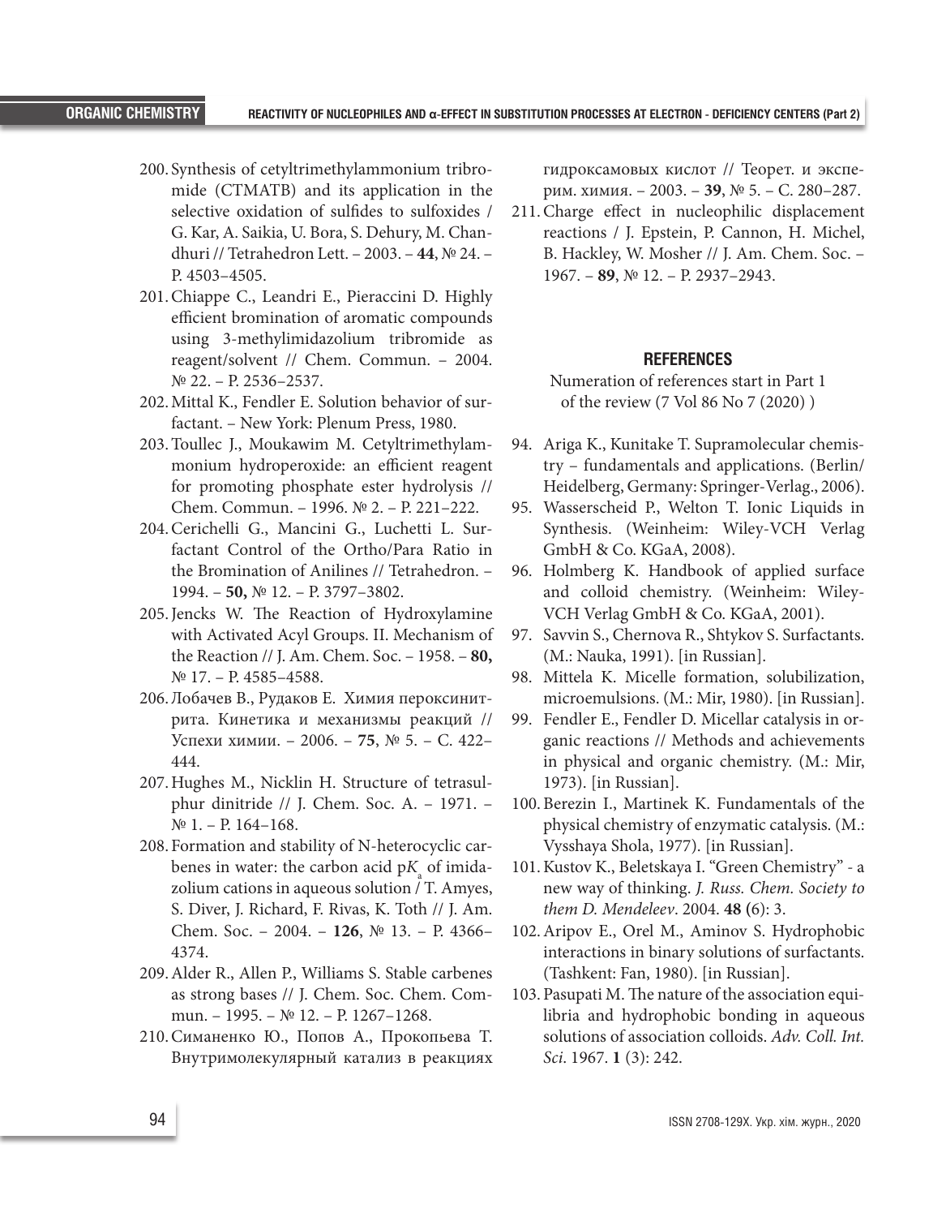200. Synthesis of cetyltrimethylammonium tribromide (CTMATB) and its application in the selective oxidation of sulfides to sulfoxides / G. Kar, A. Saikia, U. Bora, S. Dehury, M. Chandhuri // Tetrahedron Lett. – 2003. – **44**, № 24. – P. 4503–4505.
201. Chiappe C., Leandri E., Pieraccini D. Highly efficient bromination of aromatic compounds using 3-methylimidazolium tribromide as reagent/solvent // Chem. Commun. – 2004. № 22. – P. 2536–2537.
202. Mittal K., Fendler E. Solution behavior of surfactant. – New York: Plenum Press, 1980.
203. Toullec J., Moukawim M. Cetyltrimethylammonium hydroperoxide: an efficient reagent for promoting phosphate ester hydrolysis // Chem. Commun. – 1996. № 2. – P. 221–222.
204. Cerichelli G., Mancini G., Luchetti L. Surfactant Control of the Ortho/Para Ratio in the Bromination of Anilines // Tetrahedron. – 1994. – **50,** № 12. – P. 3797–3802.
205. Jencks W. The Reaction of Hydroxylamine with Activated Acyl Groups. II. Mechanism of the Reaction // J. Am. Chem. Soc. – 1958. – **80,** № 17. – P. 4585–4588.
206. Лобачев В., Рудаков Е. Химия пероксинитрита. Кинетика и механизмы реакций // Успехи химии. – 2006. – **75**, № 5. – С. 422–444.
207. Hughes M., Nicklin H. Structure of tetrasulphur dinitride // J. Chem. Soc. A. – 1971. – № 1. – P. 164–168.
208. Formation and stability of N-heterocyclic carbenes in water: the carbon acid p$K_a$ of imidazolium cations in aqueous solution / T. Amyes, S. Diver, J. Richard, F. Rivas, K. Toth // J. Am. Chem. Soc. – 2004. – **126**, № 13. – P. 4366–4374.
209. Alder R., Allen P., Williams S. Stable carbenes as strong bases // J. Chem. Soc. Chem. Commun. – 1995. – № 12. – P. 1267–1268.
210. Симаненко Ю., Попов А., Прокопьева Т. Внутримолекулярный катализ в реакциях гидроксамовых кислот // Теорет. и эксперим. химия. – 2003. – **39**, № 5. – С. 280–287.
211. Charge effect in nucleophilic displacement reactions / J. Epstein, P. Cannon, H. Michel, B. Hackley, W. Mosher // J. Am. Chem. Soc. – 1967. – **89**, № 12. – P. 2937–2943.

## REFERENCES

Numeration of references start in Part 1 of the review (7 Vol 86 No 7 (2020) )

94. Ariga K., Kunitake T. Supramolecular chemistry – fundamentals and applications. (Berlin/Heidelberg, Germany: Springer-Verlag., 2006).
95. Wasserscheid P., Welton T. Ionic Liquids in Synthesis. (Weinheim: Wiley-VCH Verlag GmbH & Co. KGaA, 2008).
96. Holmberg K. Handbook of applied surface and colloid chemistry. (Weinheim: Wiley-VCH Verlag GmbH & Co. KGaA, 2001).
97. Savvin S., Chernova R., Shtykov S. Surfactants. (M.: Nauka, 1991). [in Russian].
98. Mittela K. Micelle formation, solubilization, microemulsions. (M.: Mir, 1980). [in Russian].
99. Fendler E., Fendler D. Micellar catalysis in organic reactions // Methods and achievements in physical and organic chemistry. (M.: Mir, 1973). [in Russian].
100. Berezin I., Martinek K. Fundamentals of the physical chemistry of enzymatic catalysis. (M.: Vysshaya Shola, 1977). [in Russian].
101. Kustov K., Beletskaya I. "Green Chemistry" - a new way of thinking. *J. Russ. Chem. Society to them D. Mendeleev*. 2004. **48** (6): 3.
102. Aripov E., Orel M., Aminov S. Hydrophobic interactions in binary solutions of surfactants. (Tashkent: Fan, 1980). [in Russian].
103. Pasupati M. The nature of the association equilibria and hydrophobic bonding in aqueous solutions of association colloids. *Adv. Coll. Int. Sci*. 1967. **1** (3): 242.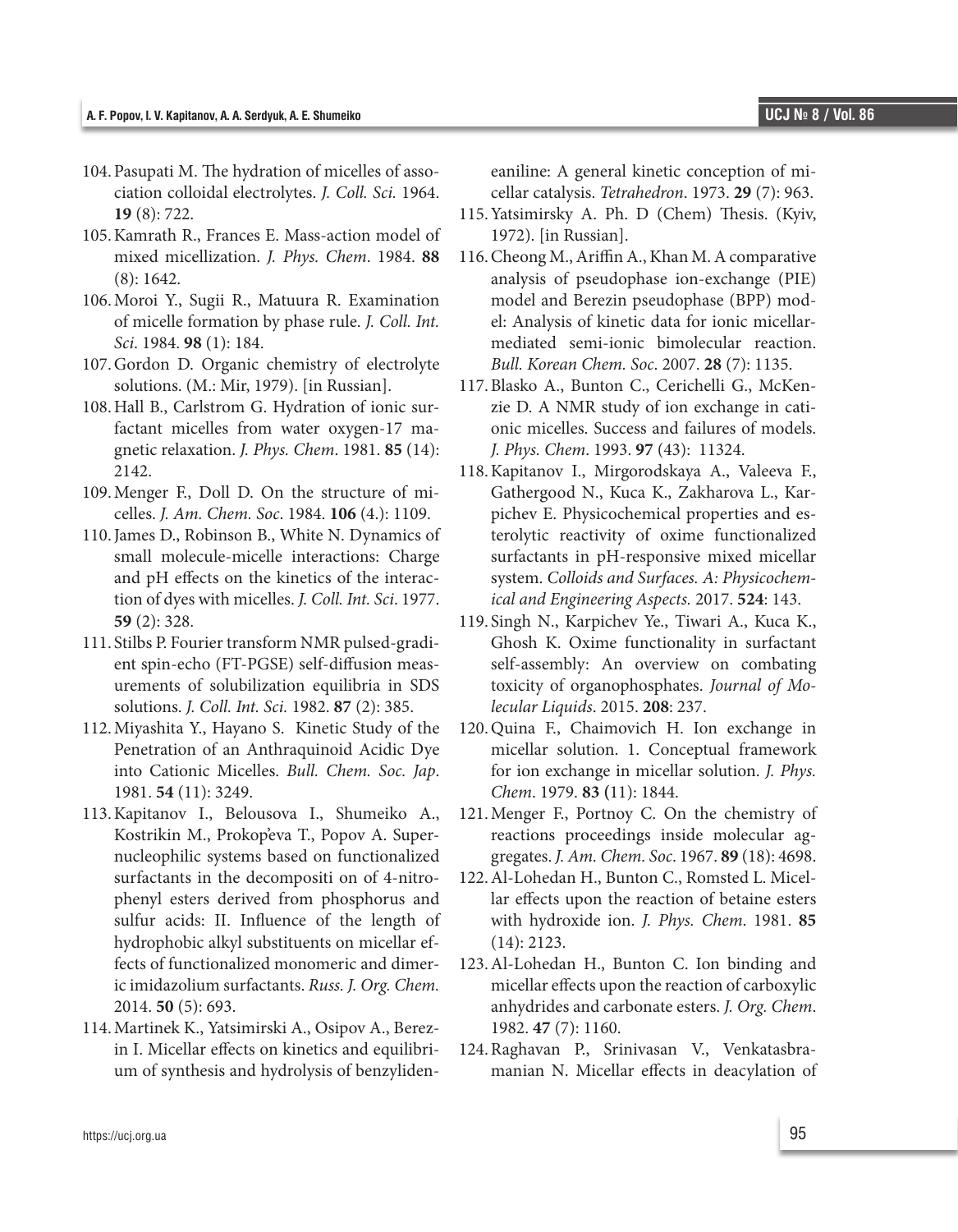104. Pasupati M. The hydration of micelles of association colloidal electrolytes. *J. Coll. Sci.* 1964. **19** (8): 722.
105. Kamrath R., Frances E. Mass-action model of mixed micellization. *J. Phys. Chem*. 1984. **88** (8): 1642.
106. Moroi Y., Sugii R., Matuura R. Examination of micelle formation by phase rule. *J. Coll. Int. Sci*. 1984. **98** (1): 184.
107. Gordon D. Organic chemistry of electrolyte solutions. (M.: Mir, 1979). [in Russian].
108. Hall B., Carlstrom G. Hydration of ionic surfactant micelles from water oxygen-17 magnetic relaxation. *J. Phys. Chem*. 1981. **85** (14): 2142.
109. Menger F., Doll D. On the structure of micelles. *J. Am. Chem. Soc*. 1984. **106** (4.): 1109.
110. James D., Robinson B., White N. Dynamics of small molecule-micelle interactions: Charge and pH effects on the kinetics of the interaction of dyes with micelles. *J. Coll. Int. Sci*. 1977. **59** (2): 328.
111. Stilbs P. Fourier transform NMR pulsed-gradient spin-echo (FT-PGSE) self-diffusion measurements of solubilization equilibria in SDS solutions. *J. Coll. Int. Sci.* 1982. **87** (2): 385.
112. Miyashita Y., Hayano S. Kinetic Study of the Penetration of an Anthraquinoid Acidic Dye into Cationic Micelles. *Bull. Chem. Soc. Jap*. 1981. **54** (11): 3249.
113. Kapitanov I., Belousova I., Shumeiko A., Kostrikin M., Prokop'eva T., Popov A. Supernucleophilic systems based on functionalized surfactants in the decompositi on of 4-nitrophenyl esters derived from phosphorus and sulfur acids: II. Influence of the length of hydrophobic alkyl substituents on micellar effects of functionalized monomeric and dimeric imidazolium surfactants. *Russ. J. Org. Chem.* 2014. **50** (5): 693.
114. Martinek K., Yatsimirski A., Osipov A., Berezin I. Micellar effects on kinetics and equilibrium of synthesis and hydrolysis of benzylideneaniline: A general kinetic conception of micellar catalysis. *Tetrahedron*. 1973. **29** (7): 963.
115. Yatsimirsky A. Ph. D (Chem) Thesis. (Kyiv, 1972). [in Russian].
116. Cheong M., Ariffin A., Khan M. A comparative analysis of pseudophase ion-exchange (PIE) model and Berezin pseudophase (BPP) model: Analysis of kinetic data for ionic micellar-mediated semi-ionic bimolecular reaction. *Bull. Korean Chem. Soc*. 2007. **28** (7): 1135.
117. Blasko A., Bunton C., Cerichelli G., McKenzie D. A NMR study of ion exchange in cationic micelles. Success and failures of models. *J. Phys. Chem*. 1993. **97** (43): 11324.
118. Kapitanov I., Mirgorodskaya A., Valeeva F., Gathergood N., Kuca K., Zakharova L., Karpichev E. Physicochemical properties and esterolytic reactivity of oxime functionalized surfactants in pH-responsive mixed micellar system. *Colloids and Surfaces. A: Physicochemical and Engineering Aspects.* 2017. **524**: 143.
119. Singh N., Karpichev Ye., Tiwari A., Kuca K., Ghosh K. Oxime functionality in surfactant self-assembly: An overview on combating toxicity of organophosphates. *Journal of Molecular Liquids*. 2015. **208**: 237.
120. Quina F., Chaimovich H. Ion exchange in micellar solution. 1. Conceptual framework for ion exchange in micellar solution. *J. Phys. Chem*. 1979. **83** (11): 1844.
121. Menger F., Portnoy C. On the chemistry of reactions proceedings inside molecular aggregates. *J. Am. Chem. Soc*. 1967. **89** (18): 4698.
122. Al-Lohedan H., Bunton C., Romsted L. Micellar effects upon the reaction of betaine esters with hydroxide ion. *J. Phys. Chem*. 1981. **85** (14): 2123.
123. Al-Lohedan H., Bunton C. Ion binding and micellar effects upon the reaction of carboxylic anhydrides and carbonate esters. *J. Org. Chem*. 1982. **47** (7): 1160.
124. Raghavan P., Srinivasan V., Venkatasbramanian N. Micellar effects in deacylation of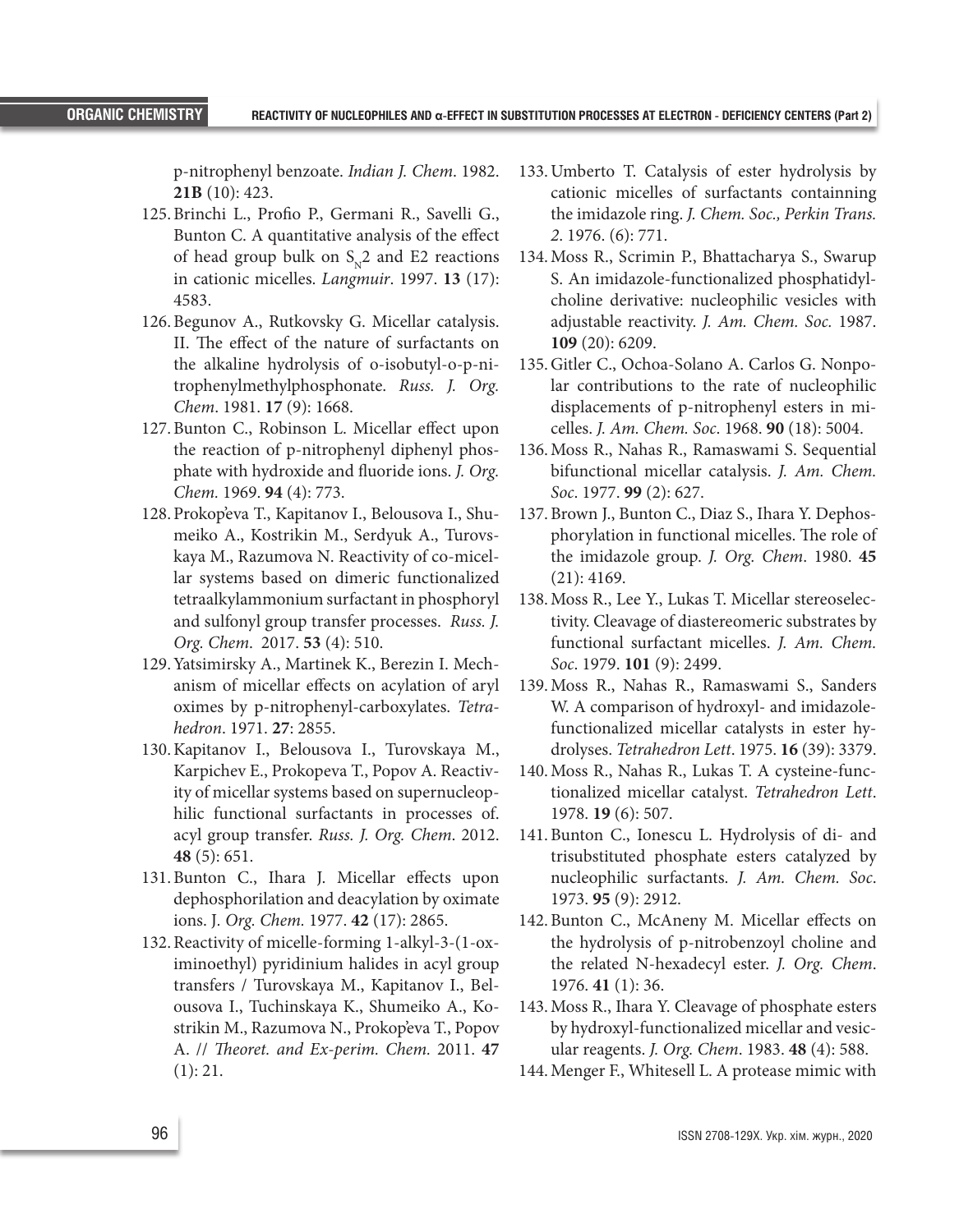p-nitrophenyl benzoate. *Indian J. Chem*. 1982. **21B** (10): 423.

125. Brinchi L., Profio P., Germani R., Savelli G., Bunton C. A quantitative analysis of the effect of head group bulk on $S_N2$ and E2 reactions in cationic micelles. *Langmuir*. 1997. **13** (17): 4583.
126. Begunov A., Rutkovsky G. Micellar catalysis. II. The effect of the nature of surfactants on the alkaline hydrolysis of o-isobutyl-o-p-nitrophenylmethylphosphonate. *Russ. J. Org. Chem*. 1981. **17** (9): 1668.
127. Bunton C., Robinson L. Micellar effect upon the reaction of p-nitrophenyl diphenyl phosphate with hydroxide and fluoride ions. *J. Org. Chem.* 1969. **94** (4): 773.
128. Prokop'eva T., Kapitanov I., Belousova I., Shumeiko A., Kostrikin M., Serdyuk A., Turovskaya M., Razumova N. Reactivity of co-micellar systems based on dimeric functionalized tetraalkylammonium surfactant in phosphoryl and sulfonyl group transfer processes. *Russ. J. Org. Chem*. 2017. **53** (4): 510.
129. Yatsimirsky A., Martinek K., Berezin I. Mechanism of micellar effects on acylation of aryl oximes by p-nitrophenyl-carboxylates. *Tetrahedron*. 1971. **27**: 2855.
130. Kapitanov I., Belousova I., Turovskaya M., Karpichev E., Prokopeva T., Popov A. Reactivity of micellar systems based on supernucleophilic functional surfactants in processes of. acyl group transfer. *Russ. J. Org. Chem*. 2012. **48** (5): 651.
131. Bunton C., Ihara J. Micellar effects upon dephosphorilation and deacylation by oximate ions. J. *Org. Chem.* 1977. **42** (17): 2865.
132. Reactivity of micelle-forming 1-alkyl-3-(1-oximinoethyl) pyridinium halides in acyl group transfers / Turovskaya M., Kapitanov I., Belousova I., Tuchinskaya K., Shumeiko A., Kostrikin M., Razumova N., Prokop'eva T., Popov A. // *Theoret. and Ex-perim. Chem.* 2011. **47** (1): 21.
133. Umberto T. Catalysis of ester hydrolysis by cationic micelles of surfactants containning the imidazole ring. *J. Chem. Soc., Perkin Trans. 2*. 1976. (6): 771.
134. Moss R., Scrimin P., Bhattacharya S., Swarup S. An imidazole-functionalized phosphatidylcholine derivative: nucleophilic vesicles with adjustable reactivity. *J. Am. Chem. Soc.* 1987. **109** (20): 6209.
135. Gitler C., Ochoa-Solano A. Carlos G. Nonpolar contributions to the rate of nucleophilic displacements of p-nitrophenyl esters in micelles. *J. Am. Chem. Soc*. 1968. **90** (18): 5004.
136. Moss R., Nahas R., Ramaswami S. Sequential bifunctional micellar catalysis. *J. Am. Chem. Soc*. 1977. **99** (2): 627.
137. Brown J., Bunton C., Diaz S., Ihara Y. Dephosphorylation in functional micelles. The role of the imidazole group. *J. Org. Chem*. 1980. **45** (21): 4169.
138. Moss R., Lee Y., Lukas T. Micellar stereoselectivity. Cleavage of diastereomeric substrates by functional surfactant micelles. *J. Am. Chem. Soc*. 1979. **101** (9): 2499.
139. Moss R., Nahas R., Ramaswami S., Sanders W. A comparison of hydroxyl- and imidazole-functionalized micellar catalysts in ester hydrolyses. *Tetrahedron Lett*. 1975. **16** (39): 3379.
140. Moss R., Nahas R., Lukas T. A cysteine-functionalized micellar catalyst. *Tetrahedron Lett*. 1978. **19** (6): 507.
141. Bunton C., Ionescu L. Hydrolysis of di- and trisubstituted phosphate esters catalyzed by nucleophilic surfactants. *J. Am. Chem. Soc*. 1973. **95** (9): 2912.
142. Bunton C., McAneny M. Micellar effects on the hydrolysis of p-nitrobenzoyl choline and the related N-hexadecyl ester. *J. Org. Chem*. 1976. **41** (1): 36.
143. Moss R., Ihara Y. Cleavage of phosphate esters by hydroxyl-functionalized micellar and vesicular reagents. *J. Org. Chem*. 1983. **48** (4): 588.
144. Menger F., Whitesell L. A protease mimic with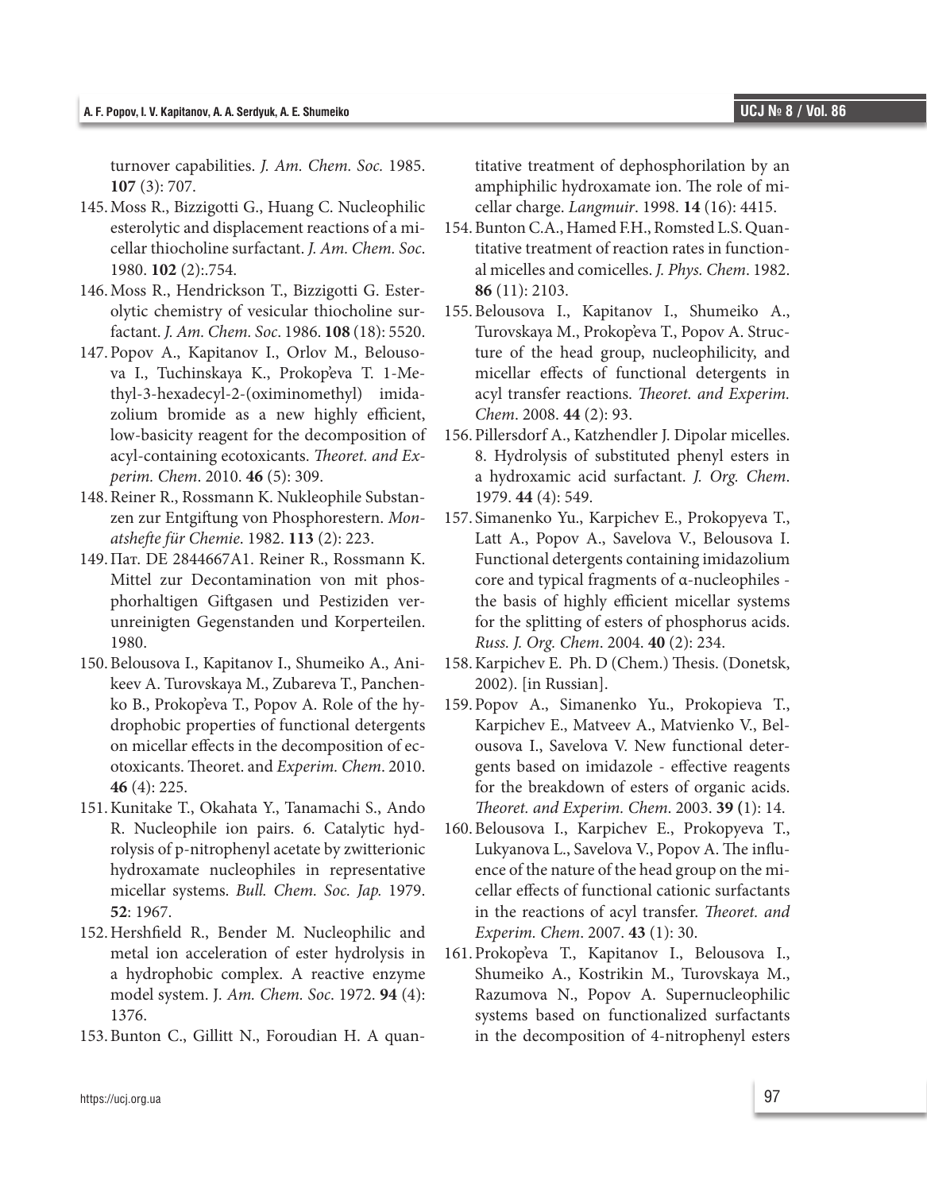turnover capabilities. *J. Am. Chem. Soc.* 1985. **107** (3): 707.

145. Moss R., Bizzigotti G., Huang C. Nucleophilic esterolytic and displacement reactions of a micellar thiocholine surfactant. *J. Am. Chem. Soc.* 1980. **102** (2):.754.

146. Moss R., Hendrickson T., Bizzigotti G. Esterolytic chemistry of vesicular thiocholine surfactant. *J. Am. Chem. Soc*. 1986. **108** (18): 5520.

147. Popov A., Kapitanov I., Orlov M., Belousova I., Tuchinskaya K., Prokop'eva T. 1-Methyl-3-hexadecyl-2-(oximinomethyl) imidazolium bromide as a new highly efficient, low-basicity reagent for the decomposition of acyl-containing ecotoxicants. *Theoret. and Experim. Chem*. 2010. **46** (5): 309.

148. Reiner R., Rossmann K. Nukleophile Substanzen zur Entgiftung von Phosphorestern. *Monatshefte für Chemie*. 1982. **113** (2): 223.

149. Пат. DE 2844667A1. Reiner R., Rossmann K. Mittel zur Decontamination von mit phosphorhaltigen Giftgasen und Pestiziden verunreinigten Gegenstanden und Korperteilen. 1980.

150. Belousova I., Kapitanov I., Shumeiko A., Anikeev A. Turovskaya M., Zubareva T., Panchenko B., Prokop'eva T., Popov A. Role of the hydrophobic properties of functional detergents on micellar effects in the decomposition of ecotoxicants. Theoret. and *Experim. Chem*. 2010. **46** (4): 225.

151. Kunitake T., Okahata Y., Tanamachi S., Ando R. Nucleophile ion pairs. 6. Catalytic hydrolysis of p-nitrophenyl acetate by zwitterionic hydroxamate nucleophiles in representative micellar systems. *Bull. Chem. Soc. Jap.* 1979. **52**: 1967.

152. Hershfield R., Bender M. Nucleophilic and metal ion acceleration of ester hydrolysis in a hydrophobic complex. A reactive enzyme model system. J. *Am. Chem. Soc*. 1972. **94** (4): 1376.

153. Bunton C., Gillitt N., Foroudian H. A quantitative treatment of dephosphorilation by an amphiphilic hydroxamate ion. The role of micellar charge. *Langmuir*. 1998. **14** (16): 4415.

154. Bunton C.A., Hamed F.H., Romsted L.S. Quantitative treatment of reaction rates in functional micelles and comicelles. *J. Phys. Chem*. 1982. **86** (11): 2103.

155. Belousova I., Kapitanov I., Shumeiko A., Turovskaya M., Prokop'eva T., Popov A. Structure of the head group, nucleophilicity, and micellar effects of functional detergents in acyl transfer reactions. *Theoret. and Experim. Chem*. 2008. **44** (2): 93.

156. Pillersdorf A., Katzhendler J. Dipolar micelles. 8. Hydrolysis of substituted phenyl esters in a hydroxamic acid surfactant. *J. Org. Chem*. 1979. **44** (4): 549.

157. Simanenko Yu., Karpichev E., Prokopyeva T., Latt A., Popov A., Savelova V., Belousova I. Functional detergents containing imidazolium core and typical fragments of α-nucleophiles - the basis of highly efficient micellar systems for the splitting of esters of phosphorus acids. *Russ. J. Org. Chem*. 2004. **40** (2): 234.

158. Karpichev E. Ph. D (Chem.) Thesis. (Donetsk, 2002). [in Russian].

159. Popov A., Simanenko Yu., Prokopieva T., Karpichev E., Matveev A., Matvienko V., Belousova I., Savelova V. New functional detergents based on imidazole - effective reagents for the breakdown of esters of organic acids. *Theoret. and Experim. Chem*. 2003. **39 (**1): 14.

160. Belousova I., Karpichev E., Prokopyeva T., Lukyanova L., Savelova V., Popov A. The influence of the nature of the head group on the micellar effects of functional cationic surfactants in the reactions of acyl transfer. *Theoret. and Experim. Chem*. 2007. **43** (1): 30.

161. Prokop'eva T., Kapitanov I., Belousova I., Shumeiko A., Kostrikin M., Turovskaya M., Razumova N., Popov A. Supernucleophilic systems based on functionalized surfactants in the decomposition of 4-nitrophenyl esters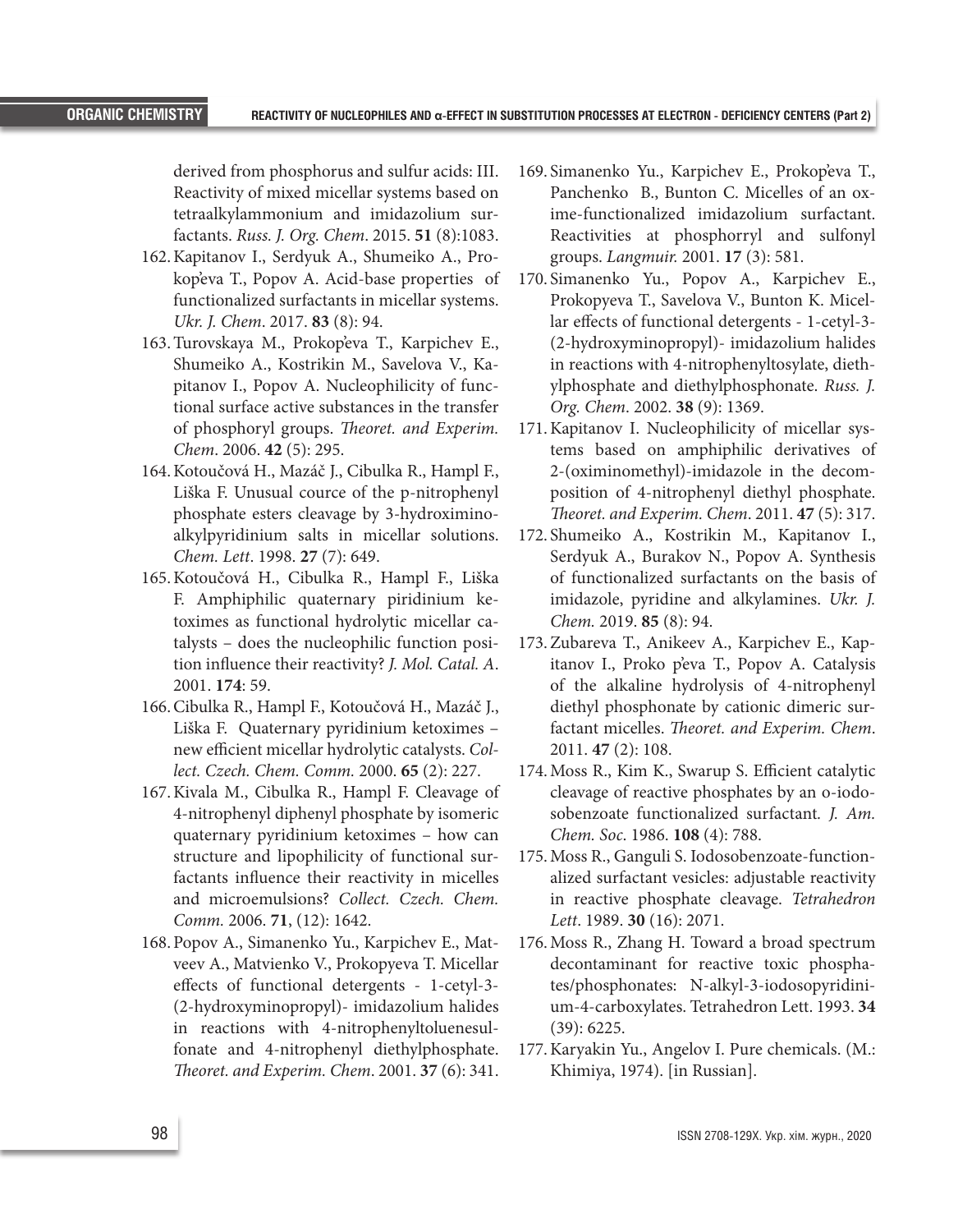derived from phosphorus and sulfur acids: III. Reactivity of mixed micellar systems based on tetraalkylammonium and imidazolium surfactants. *Russ. J. Org. Chem*. 2015. **51** (8):1083.

162. Kapitanov I., Serdyuk A., Shumeiko A., Prokop'eva T., Popov A. Acid-base properties of functionalized surfactants in micellar systems. *Ukr. J. Chem*. 2017. **83** (8): 94.

163. Turovskaya M., Prokop'eva T., Karpichev E., Shumeiko A., Kostrikin M., Savelova V., Kapitanov I., Popov A. Nucleophilicity of functional surface active substances in the transfer of phosphoryl groups. *Theoret. and Experim. Chem*. 2006. **42** (5): 295.

164. Kotoučová H., Mazáč J., Cibulka R., Hampl F., Liška F. Unusual cource of the p-nitrophenyl phosphate esters cleavage by 3-hydroximinoalkylpyridinium salts in micellar solutions. *Chem. Lett*. 1998. **27** (7): 649.

165. Kotoučová H., Cibulka R., Hampl F., Liška F. Amphiphilic quaternary piridinium ketoximes as functional hydrolytic micellar catalysts – does the nucleophilic function position influence their reactivity? *J. Mol. Catal. A*. 2001. **174**: 59.

166. Cibulka R., Hampl F., Kotoučová H., Mazáč J., Liška F. Quaternary pyridinium ketoximes – new efficient micellar hydrolytic catalysts. *Collect. Czech. Chem. Comm.* 2000. **65** (2): 227.

167. Kivala M., Cibulka R., Hampl F. Cleavage of 4-nitrophenyl diphenyl phosphate by isomeric quaternary pyridinium ketoximes – how can structure and lipophilicity of functional surfactants influence their reactivity in micelles and microemulsions? *Collect. Czech. Chem. Comm.* 2006. **71**, (12): 1642.

168. Popov A., Simanenko Yu., Karpichev E., Matveev A., Matvienko V., Prokopyeva T. Micellar effects of functional detergents - 1-cetyl-3-(2-hydroxyminopropyl)- imidazolium halides in reactions with 4-nitrophenyltoluenesulfonate and 4-nitrophenyl diethylphosphate. *Theoret. and Experim. Chem*. 2001. **37** (6): 341.

169. Simanenko Yu., Karpichev E., Prokop'eva T., Panchenko B., Bunton C. Micelles of an oxime-functionalized imidazolium surfactant. Reactivities at phosphorryl and sulfonyl groups. *Langmuir.* 2001. **17** (3): 581.

170. Simanenko Yu., Popov A., Karpichev E., Prokopyeva T., Savelova V., Bunton K. Micellar effects of functional detergents - 1-cetyl-3-(2-hydroxyminopropyl)- imidazolium halides in reactions with 4-nitrophenyltosylate, diethylphosphate and diethylphosphonate. *Russ. J. Org. Chem*. 2002. **38** (9): 1369.

171. Kapitanov I. Nucleophilicity of micellar systems based on amphiphilic derivatives of 2-(oximinomethyl)-imidazole in the decomposition of 4-nitrophenyl diethyl phosphate. *Theoret. and Experim. Chem*. 2011. **47** (5): 317.

172. Shumeiko A., Kostrikin M., Kapitanov I., Serdyuk A., Burakov N., Popov A. Synthesis of functionalized surfactants on the basis of imidazole, pyridine and alkylamines. *Ukr. J. Chem.* 2019. **85** (8): 94.

173. Zubareva T., Anikeev A., Karpichev E., Kapitanov I., Proko p'eva T., Popov A. Catalysis of the alkaline hydrolysis of 4-nitrophenyl diethyl phosphonate by cationic dimeric surfactant micelles. *Theoret. and Experim. Chem*. 2011. **47** (2): 108.

174. Moss R., Kim K., Swarup S. Efficient catalytic cleavage of reactive phosphates by an o-iodosobenzoate functionalized surfactant*. J. Am. Chem. Soc*. 1986. **108** (4): 788.

175. Moss R., Ganguli S. Iodosobenzoate-functionalized surfactant vesicles: adjustable reactivity in reactive phosphate cleavage. *Tetrahedron Lett*. 1989. **30** (16): 2071.

176. Moss R., Zhang H. Toward a broad spectrum decontaminant for reactive toxic phosphates/phosphonates: N-alkyl-3-iodosopyridinium-4-carboxylates. Tetrahedron Lett. 1993. **34** (39): 6225.

177. Karyakin Yu., Angelov I. Pure chemicals. (M.: Khimiya, 1974). [in Russian].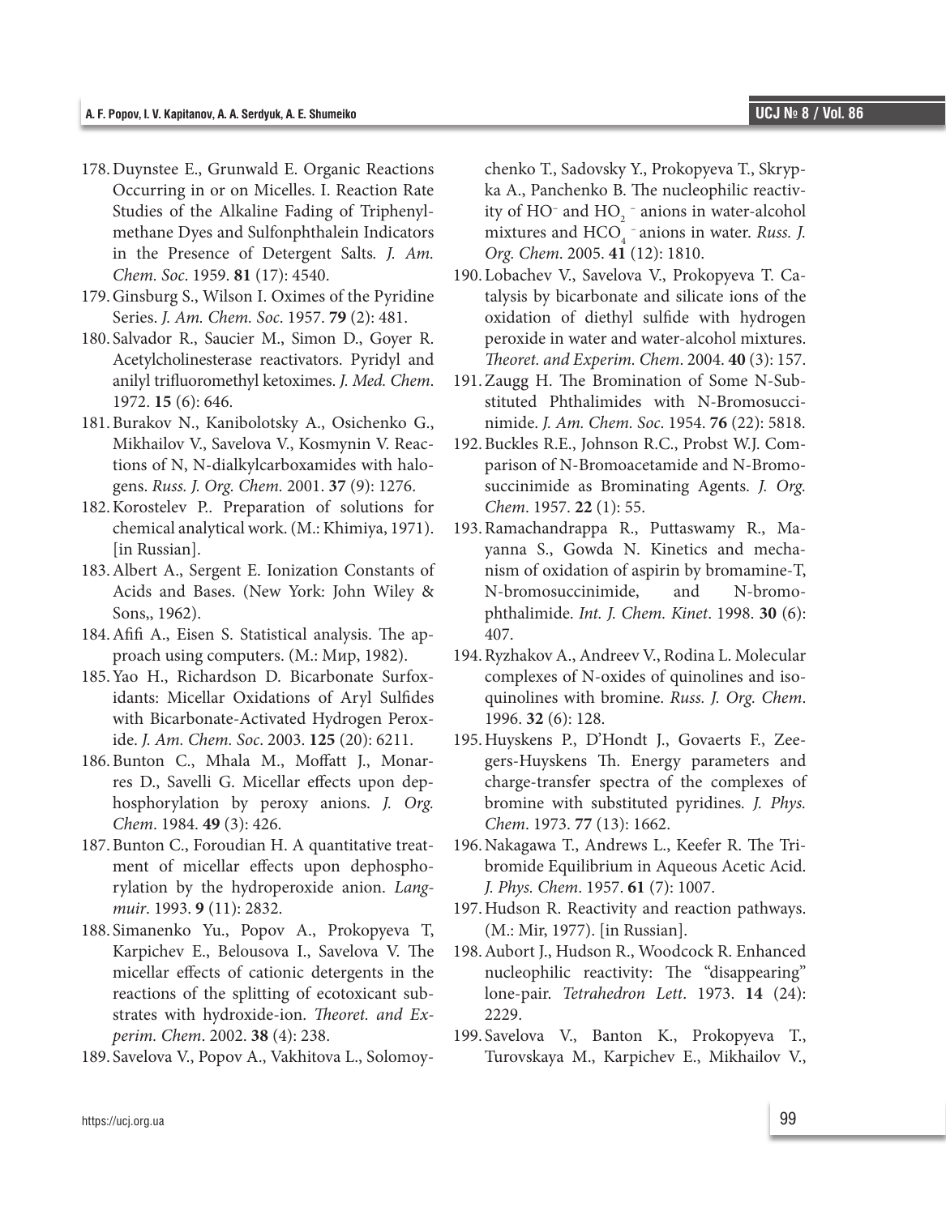178. Duynstee E., Grunwald E. Organic Reactions Occurring in or on Micelles. I. Reaction Rate Studies of the Alkaline Fading of Triphenylmethane Dyes and Sulfonphthalein Indicators in the Presence of Detergent Salts. *J. Am. Chem. Soc*. 1959. **81** (17): 4540.
179. Ginsburg S., Wilson I. Oximes of the Pyridine Series. *J. Am. Chem. Soc*. 1957. **79** (2): 481.
180. Salvador R., Saucier M., Simon D., Goyer R. Acetylcholinesterase reactivators. Pyridyl and anilyl trifluoromethyl ketoximes. *J. Med. Chem*. 1972. **15** (6): 646.
181. Burakov N., Kanibolotsky A., Osichenko G., Mikhailov V., Savelova V., Kosmynin V. Reactions of N, N-dialkylcarboxamides with halogens. *Russ. J. Org. Chem.* 2001. **37** (9): 1276.
182. Korostelev P.. Preparation of solutions for chemical analytical work. (M.: Khimiya, 1971). [in Russian].
183. Albert A., Sergent E. Ionization Constants of Acids and Bases. (New York: John Wiley & Sons,, 1962).
184. Afifi A., Eisen S. Statistical analysis. The approach using computers. (M.: Мир, 1982).
185. Yao H., Richardson D. Bicarbonate Surfoxidants: Micellar Oxidations of Aryl Sulfides with Bicarbonate-Activated Hydrogen Peroxide. *J. Am. Chem. Soc*. 2003. **125** (20): 6211.
186. Bunton C., Mhala M., Moffatt J., Monarres D., Savelli G. Micellar effects upon dephosphorylation by peroxy anions. *J. Org. Chem*. 1984. **49** (3): 426.
187. Bunton C., Foroudian H. A quantitative treatment of micellar effects upon dephosphorylation by the hydroperoxide anion. *Langmuir*. 1993. **9** (11): 2832.
188. Simanenko Yu., Popov A., Prokopyeva T, Karpichev E., Belousova I., Savelova V. The micellar effects of cationic detergents in the reactions of the splitting of ecotoxicant substrates with hydroxide-ion. *Theoret. and Experim. Chem*. 2002. **38** (4): 238.
189. Savelova V., Popov A., Vakhitova L., Solomoychenko T., Sadovsky Y., Prokopyeva T., Skrypka A., Panchenko B. The nucleophilic reactivity of $HO^-$ and $HO_2^-$ anions in water-alcohol mixtures and $HCO_4^-$ anions in water. *Russ. J. Org. Chem*. 2005. **41** (12): 1810.
190. Lobachev V., Savelova V., Prokopyeva T. Catalysis by bicarbonate and silicate ions of the oxidation of diethyl sulfide with hydrogen peroxide in water and water-alcohol mixtures. *Theoret. and Experim. Chem*. 2004. **40** (3): 157.
191. Zaugg H. The Bromination of Some N-Substituted Phthalimides with N-Bromosuccinimide. *J. Am. Chem. Soc*. 1954. **76** (22): 5818.
192. Buckles R.E., Johnson R.C., Probst W.J. Comparison of N-Bromoacetamide and N-Bromosuccinimide as Brominating Agents. *J. Org. Chem*. 1957. **22** (1): 55.
193. Ramachandrappa R., Puttaswamy R., Mayanna S., Gowda N. Kinetics and mechanism of oxidation of aspirin by bromamine-T, N-bromosuccinimide, and N-bromophthalimide. *Int. J. Chem. Kinet*. 1998. **30** (6): 407.
194. Ryzhakov A., Andreev V., Rodina L. Molecular complexes of N-oxides of quinolines and isoquinolines with bromine. *Russ. J. Org. Chem*. 1996. **32** (6): 128.
195. Huyskens P., D'Hondt J., Govaerts F., Zeegers-Huyskens Th. Energy parameters and charge-transfer spectra of the complexes of bromine with substituted pyridines. *J. Phys. Chem*. 1973. **77** (13): 1662.
196. Nakagawa T., Andrews L., Keefer R. The Tribromide Equilibrium in Aqueous Acetic Acid. *J. Phys. Chem*. 1957. **61** (7): 1007.
197. Hudson R. Reactivity and reaction pathways. (M.: Mir, 1977). [in Russian].
198. Aubort J., Hudson R., Woodcock R. Enhanced nucleophilic reactivity: The "disappearing" lone-pair. *Tetrahedron Lett*. 1973. **14** (24): 2229.
199. Savelova V., Banton K., Prokopyeva T., Turovskaya M., Karpichev E., Mikhailov V.,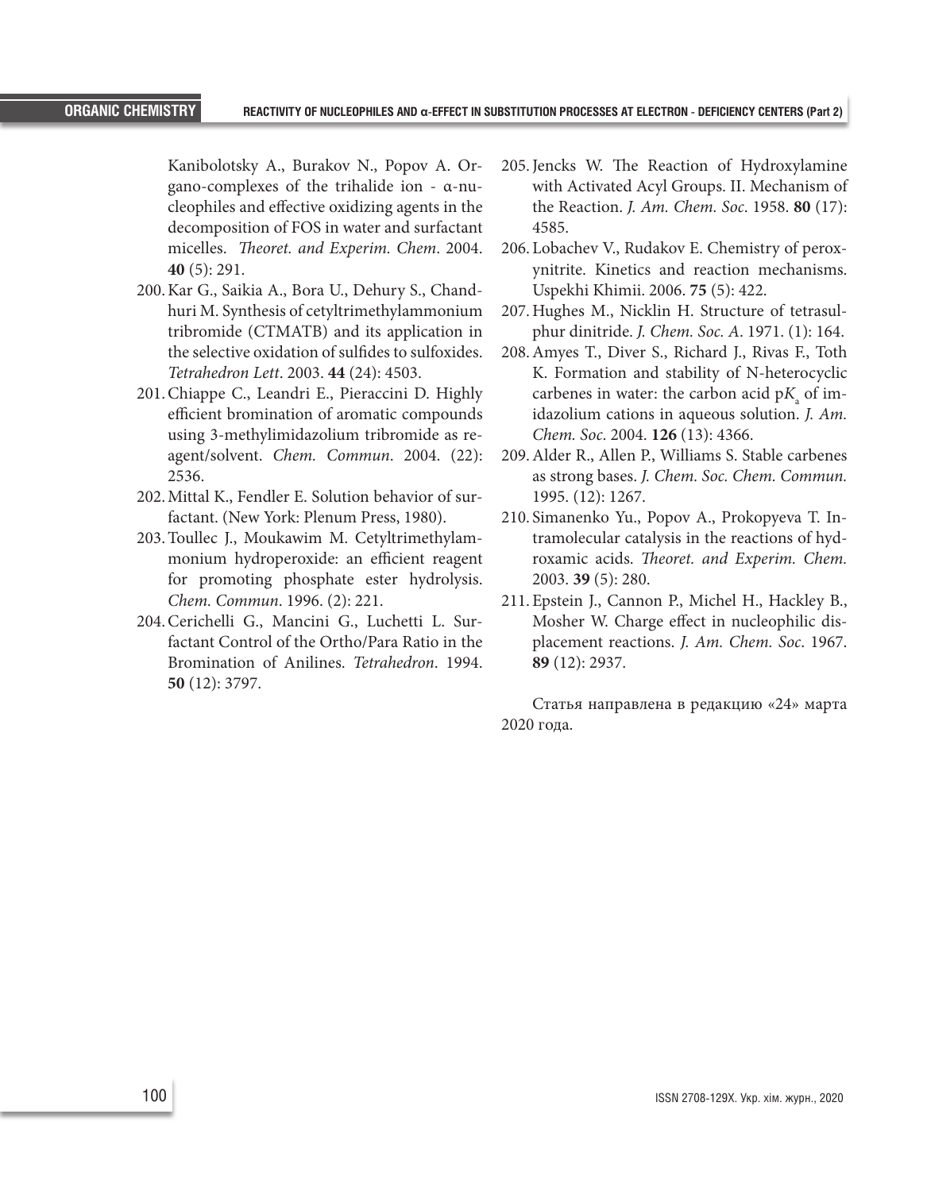Kanibolotsky A., Burakov N., Popov A. Organo-complexes of the trihalide ion - α-nucleophiles and effective oxidizing agents in the decomposition of FOS in water and surfactant micelles. *Theoret. and Experim. Chem*. 2004. **40** (5): 291.

200. Kar G., Saikia A., Bora U., Dehury S., Chandhuri M. Synthesis of cetyltrimethylammonium tribromide (CTMATB) and its application in the selective oxidation of sulfides to sulfoxides. *Tetrahedron Lett*. 2003. **44** (24): 4503.
201. Chiappe C., Leandri E., Pieraccini D. Highly efficient bromination of aromatic compounds using 3-methylimidazolium tribromide as reagent/solvent. *Chem. Commun*. 2004. (22): 2536.
202. Mittal K., Fendler E. Solution behavior of surfactant. (New York: Plenum Press, 1980).
203. Toullec J., Moukawim M. Cetyltrimethylammonium hydroperoxide: an efficient reagent for promoting phosphate ester hydrolysis. *Chem. Commun*. 1996. (2): 221.
204. Cerichelli G., Mancini G., Luchetti L. Surfactant Control of the Ortho/Para Ratio in the Bromination of Anilines. *Tetrahedron*. 1994. **50** (12): 3797.
205. Jencks W. The Reaction of Hydroxylamine with Activated Acyl Groups. II. Mechanism of the Reaction. *J. Am. Chem. Soc*. 1958. **80** (17): 4585.
206. Lobachev V., Rudakov E. Chemistry of peroxynitrite. Kinetics and reaction mechanisms. Uspekhi Khimii. 2006. **75** (5): 422.
207. Hughes M., Nicklin H. Structure of tetrasulphur dinitride. *J. Chem. Soc. A*. 1971. (1): 164.
208. Amyes T., Diver S., Richard J., Rivas F., Toth K. Formation and stability of N-heterocyclic carbenes in water: the carbon acid p$K_a$ of imidazolium cations in aqueous solution. *J. Am. Chem. Soc*. 2004. **126** (13): 4366.
209. Alder R., Allen P., Williams S. Stable carbenes as strong bases. *J. Chem. Soc. Chem. Commun.* 1995. (12): 1267.
210. Simanenko Yu., Popov A., Prokopyeva T. Intramolecular catalysis in the reactions of hydroxamic acids. *Theoret. and Experim. Chem.* 2003. **39** (5): 280.
211. Epstein J., Cannon P., Michel H., Hackley B., Mosher W. Charge effect in nucleophilic displacement reactions. *J. Am. Chem. Soc*. 1967. **89** (12): 2937.

Статья направлена в редакцию «24» марта 2020 года.